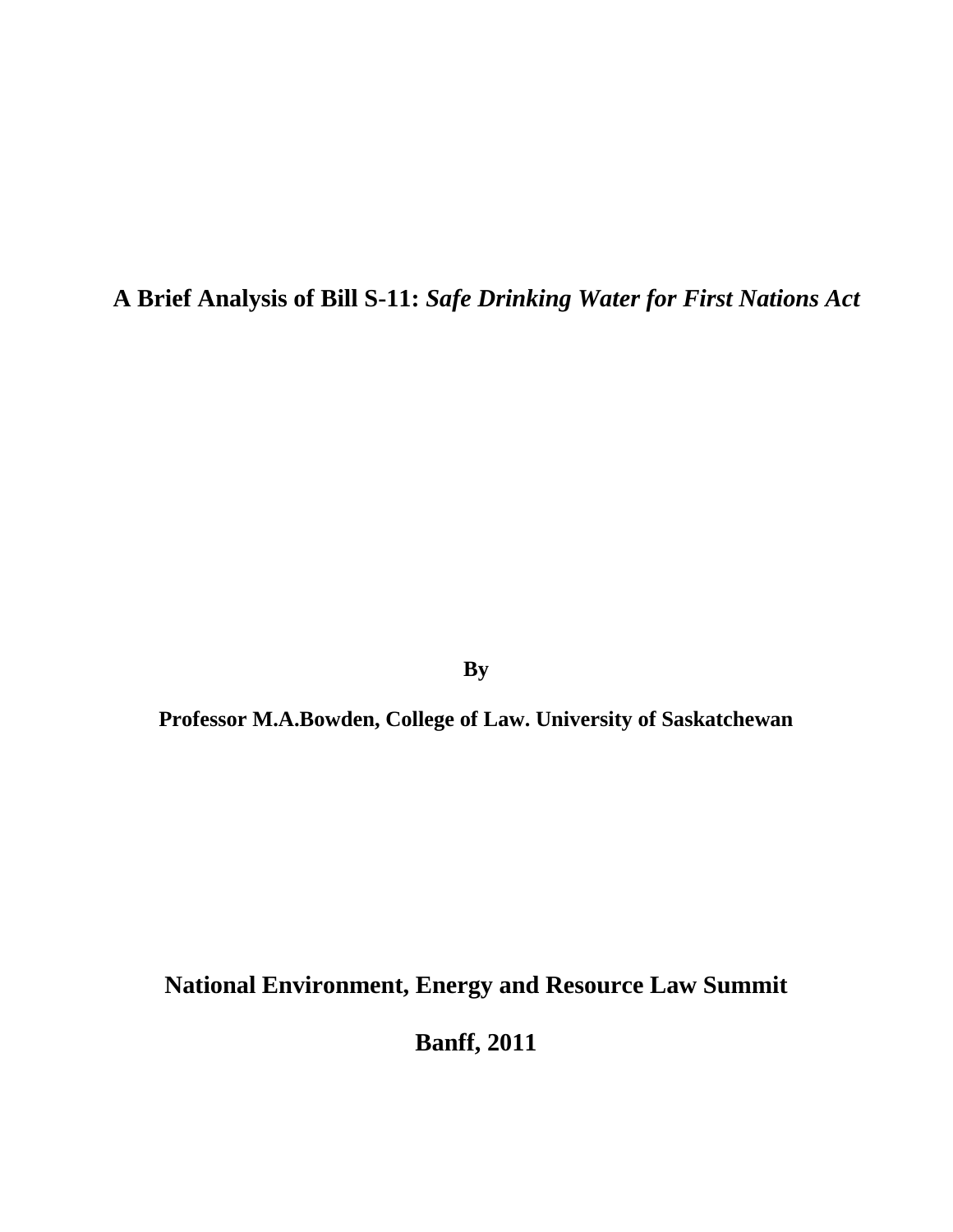# A Brief Analysis of Bill S-11: *Safe Drinking Water for First Nations Act*

**By**

**Professor M.A.Bowden, College of Law. University of Saskatchewan**

**National Environment, Energy and Resource Law Summit**

**Banff, 2011**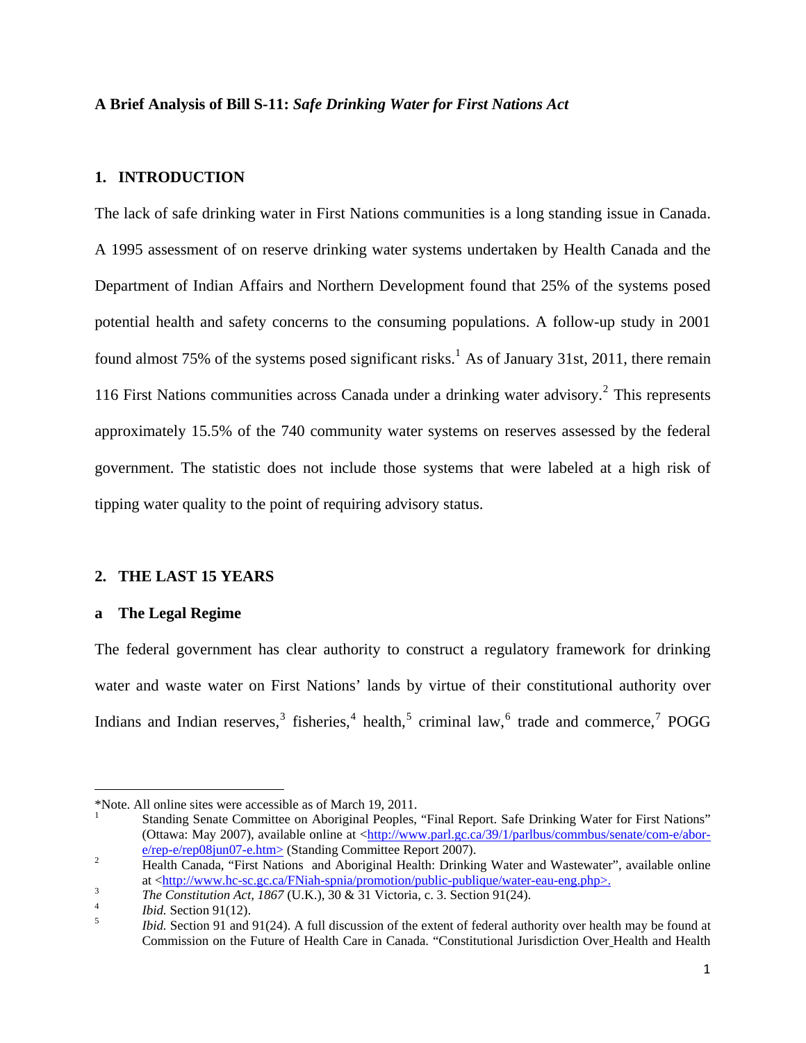**A Brief Analysis of Bill S-11:** ***Safe Drinking Water for First Nations Act***

## 1. INTRODUCTION

The lack of safe drinking water in First Nations communities is a long standing issue in Canada. A 1995 assessment of on reserve drinking water systems undertaken by Health Canada and the Department of Indian Affairs and Northern Development found that 25% of the systems posed potential health and safety concerns to the consuming populations. A follow-up study in 2001 found almost 75% of the systems posed significant risks.[1] As of January 31st, 2011, there remain 116 First Nations communities across Canada under a drinking water advisory.[2] This represents approximately 15.5% of the 740 community water systems on reserves assessed by the federal government. The statistic does not include those systems that were labeled at a high risk of tipping water quality to the point of requiring advisory status.

## 2. THE LAST 15 YEARS

### a The Legal Regime

The federal government has clear authority to construct a regulatory framework for drinking water and waste water on First Nations' lands by virtue of their constitutional authority over Indians and Indian reserves,[3] fisheries,[4] health,[5] criminal law,[6] trade and commerce,[7] POGG

---

*Note. All online sites were accessible as of March 19, 2011.

[1] Standing Senate Committee on Aboriginal Peoples, "Final Report. Safe Drinking Water for First Nations" (Ottawa: May 2007), available online at <http://www.parl.gc.ca/39/1/parlbus/commbus/senate/com-e/abor-e/rep-e/rep08jun07-e.htm> (Standing Committee Report 2007).

[2] Health Canada, "First Nations and Aboriginal Health: Drinking Water and Wastewater", available online at <http://www.hc-sc.gc.ca/FNiah-spnia/promotion/public-publique/water-eau-eng.php>.

[3] *The Constitution Act, 1867* (U.K.), 30 & 31 Victoria, c. 3. Section 91(24).

[4] *Ibid.* Section 91(12).

[5] *Ibid.* Section 91 and 91(24). A full discussion of the extent of federal authority over health may be found at Commission on the Future of Health Care in Canada. "Constitutional Jurisdiction Over Health and Health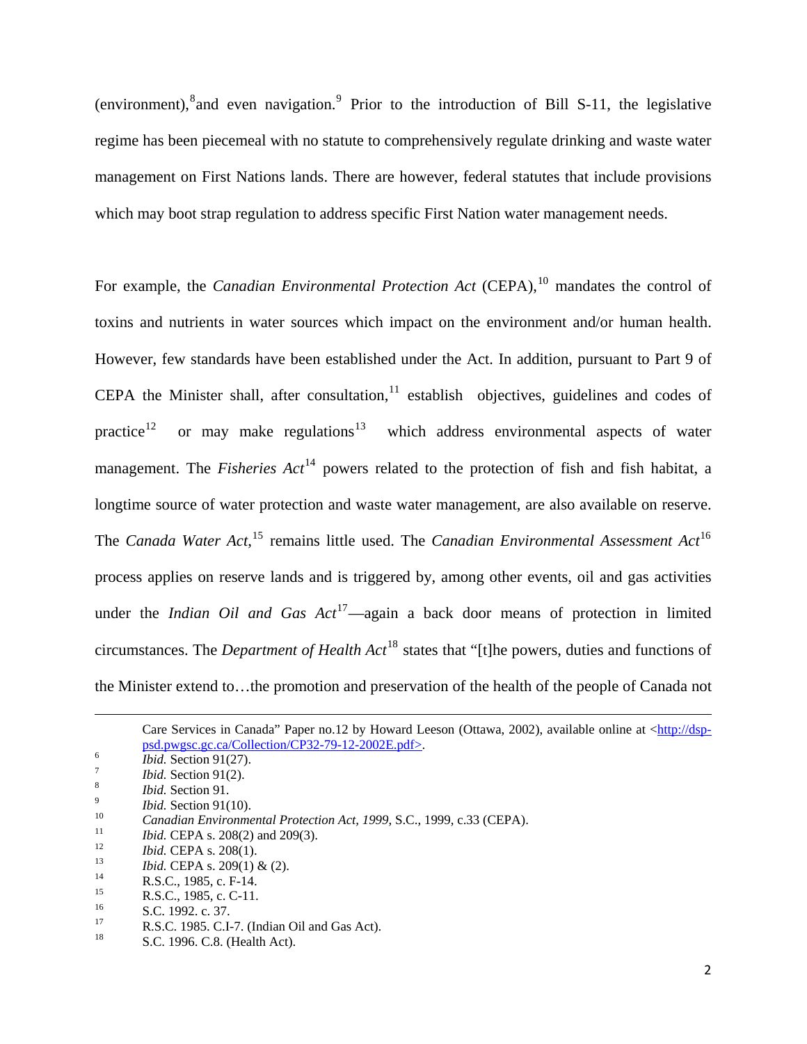(environment),[8]and even navigation.[9] Prior to the introduction of Bill S-11, the legislative regime has been piecemeal with no statute to comprehensively regulate drinking and waste water management on First Nations lands. There are however, federal statutes that include provisions which may boot strap regulation to address specific First Nation water management needs.

For example, the *Canadian Environmental Protection Act* (CEPA),[10] mandates the control of toxins and nutrients in water sources which impact on the environment and/or human health. However, few standards have been established under the Act. In addition, pursuant to Part 9 of CEPA the Minister shall, after consultation,[11] establish objectives, guidelines and codes of practice[12] or may make regulations[13] which address environmental aspects of water management. The *Fisheries Act*[14] powers related to the protection of fish and fish habitat, a longtime source of water protection and waste water management, are also available on reserve. The *Canada Water Act,*[15] remains little used. The *Canadian Environmental Assessment Act*[16] process applies on reserve lands and is triggered by, among other events, oil and gas activities under the *Indian Oil and Gas Act*[17]—again a back door means of protection in limited circumstances. The *Department of Health Act*[18] states that "[t]he powers, duties and functions of the Minister extend to…the promotion and preservation of the health of the people of Canada not

---

Care Services in Canada" Paper no.12 by Howard Leeson (Ottawa, 2002), available online at <http://dsp-psd.pwgsc.gc.ca/Collection/CP32-79-12-2002E.pdf>.

6 *Ibid.* Section 91(27).

7 *Ibid.* Section 91(2).

8 *Ibid.* Section 91.

9 *Ibid.* Section 91(10).

10 *Canadian Environmental Protection Act, 1999,* S.C., 1999, c.33 (CEPA).

11 *Ibid.* CEPA s. 208(2) and 209(3).

12 *Ibid.* CEPA s. 208(1).

13 *Ibid.* CEPA s. 209(1) & (2).

14 R.S.C., 1985, c. F-14.

15 R.S.C., 1985, c. C-11.

16 S.C. 1992. c. 37.

17 R.S.C. 1985. C.I-7. (Indian Oil and Gas Act).

18 S.C. 1996. C.8. (Health Act).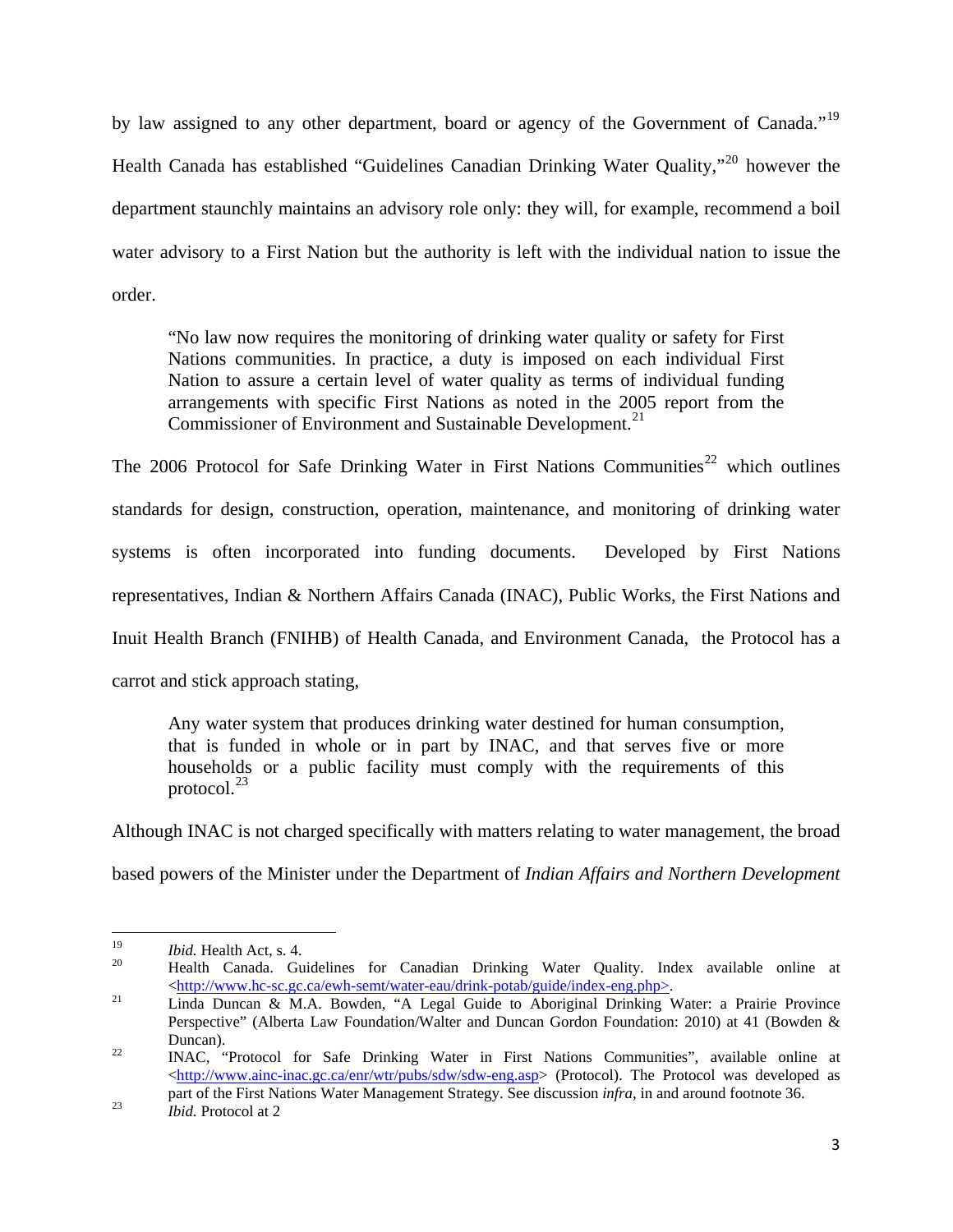by law assigned to any other department, board or agency of the Government of Canada."[19] Health Canada has established "Guidelines Canadian Drinking Water Quality,"[20] however the department staunchly maintains an advisory role only: they will, for example, recommend a boil water advisory to a First Nation but the authority is left with the individual nation to issue the order.

> "No law now requires the monitoring of drinking water quality or safety for First Nations communities. In practice, a duty is imposed on each individual First Nation to assure a certain level of water quality as terms of individual funding arrangements with specific First Nations as noted in the 2005 report from the Commissioner of Environment and Sustainable Development.[21]

The 2006 Protocol for Safe Drinking Water in First Nations Communities[22] which outlines standards for design, construction, operation, maintenance, and monitoring of drinking water systems is often incorporated into funding documents. Developed by First Nations representatives, Indian & Northern Affairs Canada (INAC), Public Works, the First Nations and Inuit Health Branch (FNIHB) of Health Canada, and Environment Canada, the Protocol has a carrot and stick approach stating,

> Any water system that produces drinking water destined for human consumption, that is funded in whole or in part by INAC, and that serves five or more households or a public facility must comply with the requirements of this protocol.[23]

Although INAC is not charged specifically with matters relating to water management, the broad based powers of the Minister under the Department of *Indian Affairs and Northern Development*

---

[19] *Ibid.* Health Act, s. 4.

[20] Health Canada. Guidelines for Canadian Drinking Water Quality. Index available online at <http://www.hc-sc.gc.ca/ewh-semt/water-eau/drink-potab/guide/index-eng.php>.

[21] Linda Duncan & M.A. Bowden, "A Legal Guide to Aboriginal Drinking Water: a Prairie Province Perspective" (Alberta Law Foundation/Walter and Duncan Gordon Foundation: 2010) at 41 (Bowden & Duncan).

[22] INAC, "Protocol for Safe Drinking Water in First Nations Communities", available online at <http://www.ainc-inac.gc.ca/enr/wtr/pubs/sdw/sdw-eng.asp> (Protocol). The Protocol was developed as part of the First Nations Water Management Strategy. See discussion *infra*, in and around footnote 36.

[23] *Ibid.* Protocol at 2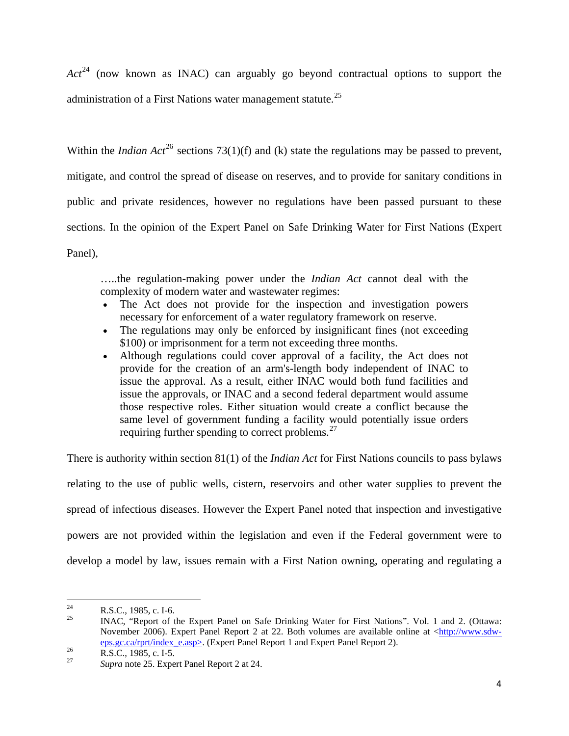*Act*[24] (now known as INAC) can arguably go beyond contractual options to support the administration of a First Nations water management statute.[25]

Within the *Indian Act*[26] sections 73(1)(f) and (k) state the regulations may be passed to prevent, mitigate, and control the spread of disease on reserves, and to provide for sanitary conditions in public and private residences, however no regulations have been passed pursuant to these sections. In the opinion of the Expert Panel on Safe Drinking Water for First Nations (Expert Panel),

> …..the regulation-making power under the *Indian Act* cannot deal with the complexity of modern water and wastewater regimes:
>
> - The Act does not provide for the inspection and investigation powers necessary for enforcement of a water regulatory framework on reserve.
> - The regulations may only be enforced by insignificant fines (not exceeding \$100) or imprisonment for a term not exceeding three months.
> - Although regulations could cover approval of a facility, the Act does not provide for the creation of an arm's-length body independent of INAC to issue the approval. As a result, either INAC would both fund facilities and issue the approvals, or INAC and a second federal department would assume those respective roles. Either situation would create a conflict because the same level of government funding a facility would potentially issue orders requiring further spending to correct problems.[27]

There is authority within section 81(1) of the *Indian Act* for First Nations councils to pass bylaws relating to the use of public wells, cistern, reservoirs and other water supplies to prevent the spread of infectious diseases. However the Expert Panel noted that inspection and investigative powers are not provided within the legislation and even if the Federal government were to develop a model by law, issues remain with a First Nation owning, operating and regulating a

---

24. R.S.C., 1985, c. I-6.
25. INAC, "Report of the Expert Panel on Safe Drinking Water for First Nations". Vol. 1 and 2. (Ottawa: November 2006). Expert Panel Report 2 at 22. Both volumes are available online at <http://www.sdw-eps.gc.ca/rprt/index_e.asp>. (Expert Panel Report 1 and Expert Panel Report 2).
26. R.S.C., 1985, c. I-5.
27. *Supra* note 25. Expert Panel Report 2 at 24.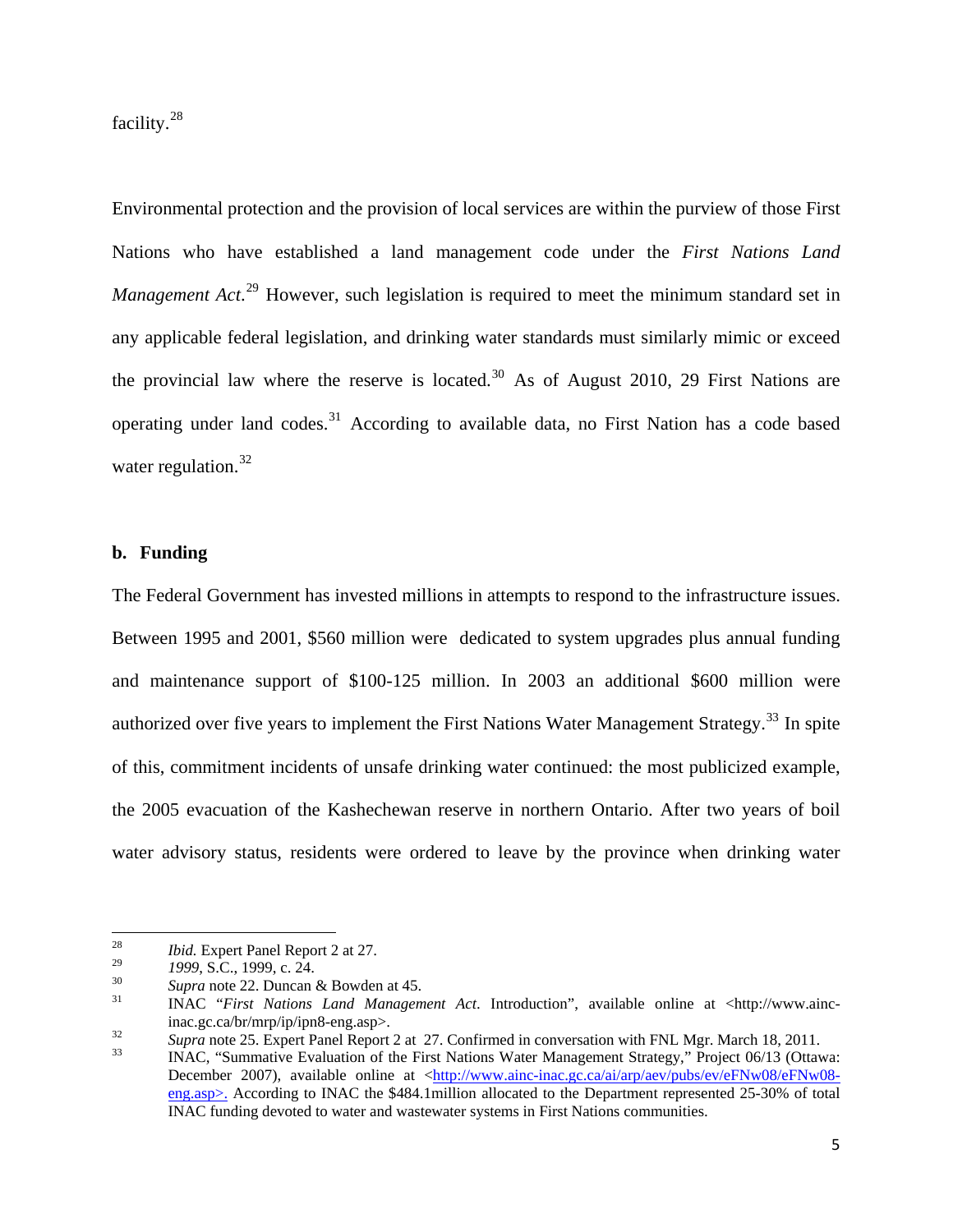facility.[28]

Environmental protection and the provision of local services are within the purview of those First Nations who have established a land management code under the *First Nations Land Management Act*.[29] However, such legislation is required to meet the minimum standard set in any applicable federal legislation, and drinking water standards must similarly mimic or exceed the provincial law where the reserve is located.[30] As of August 2010, 29 First Nations are operating under land codes.[31] According to available data, no First Nation has a code based water regulation.[32]

### b. Funding

The Federal Government has invested millions in attempts to respond to the infrastructure issues. Between 1995 and 2001, $560 million were dedicated to system upgrades plus annual funding and maintenance support of $100-125 million. In 2003 an additional $600 million were authorized over five years to implement the First Nations Water Management Strategy.[33] In spite of this, commitment incidents of unsafe drinking water continued: the most publicized example, the 2005 evacuation of the Kashechewan reserve in northern Ontario. After two years of boil water advisory status, residents were ordered to leave by the province when drinking water

---

[28] *Ibid.* Expert Panel Report 2 at 27.

[29] *1999*, S.C., 1999, c. 24.

[30] *Supra* note 22. Duncan & Bowden at 45.

[31] INAC "*First Nations Land Management Act*. Introduction", available online at <http://www.ainc-inac.gc.ca/br/mrp/ip/ipn8-eng.asp>.

[32] *Supra* note 25. Expert Panel Report 2 at 27. Confirmed in conversation with FNL Mgr. March 18, 2011.

[33] INAC, "Summative Evaluation of the First Nations Water Management Strategy," Project 06/13 (Ottawa: December 2007), available online at <http://www.ainc-inac.gc.ca/ai/arp/aev/pubs/ev/eFNw08/eFNw08-eng.asp>. According to INAC the $484.1million allocated to the Department represented 25-30% of total INAC funding devoted to water and wastewater systems in First Nations communities.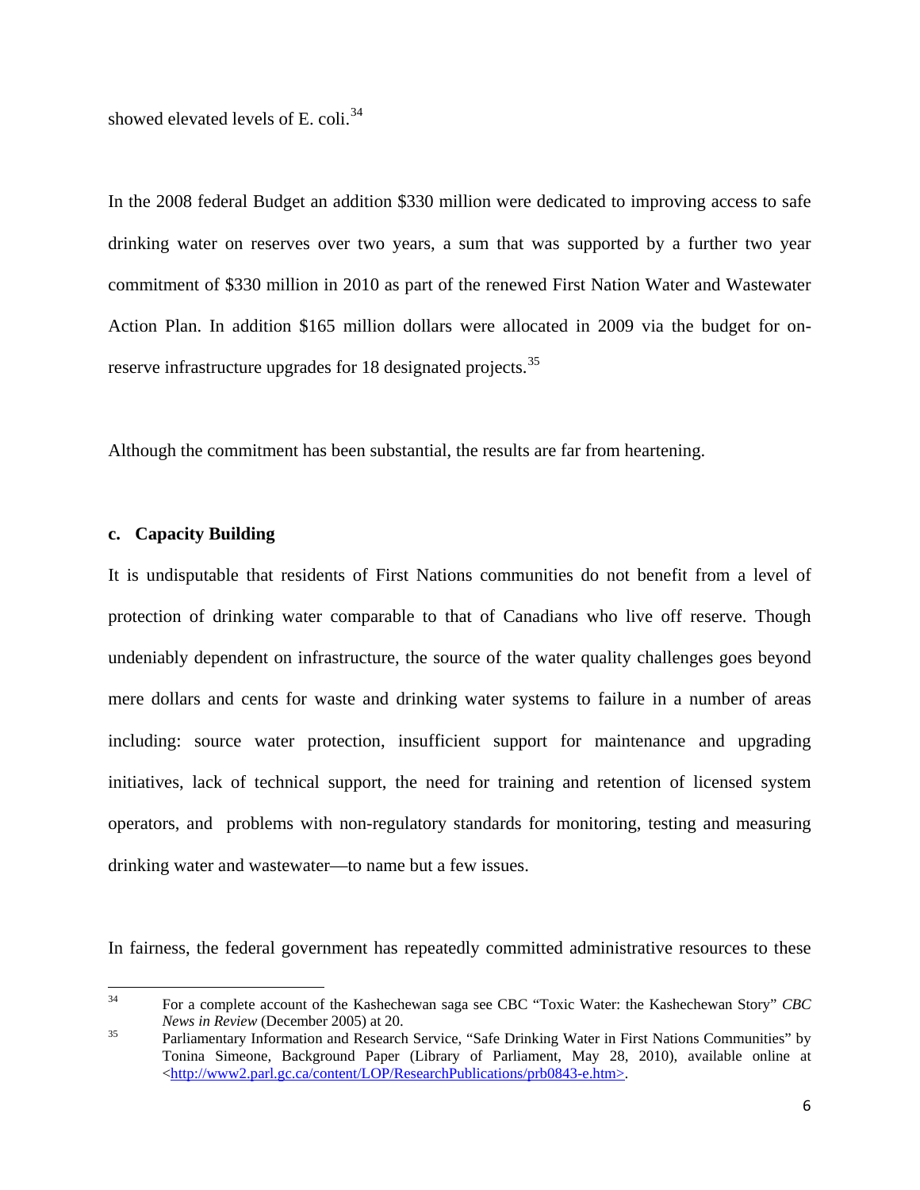showed elevated levels of E. coli.[34]

In the 2008 federal Budget an addition $330 million were dedicated to improving access to safe drinking water on reserves over two years, a sum that was supported by a further two year commitment of $330 million in 2010 as part of the renewed First Nation Water and Wastewater Action Plan. In addition $165 million dollars were allocated in 2009 via the budget for on-reserve infrastructure upgrades for 18 designated projects.[35]

Although the commitment has been substantial, the results are far from heartening.

### c. Capacity Building

It is undisputable that residents of First Nations communities do not benefit from a level of protection of drinking water comparable to that of Canadians who live off reserve. Though undeniably dependent on infrastructure, the source of the water quality challenges goes beyond mere dollars and cents for waste and drinking water systems to failure in a number of areas including: source water protection, insufficient support for maintenance and upgrading initiatives, lack of technical support, the need for training and retention of licensed system operators, and problems with non-regulatory standards for monitoring, testing and measuring drinking water and wastewater—to name but a few issues.

In fairness, the federal government has repeatedly committed administrative resources to these

---

[34] For a complete account of the Kashechewan saga see CBC "Toxic Water: the Kashechewan Story" *CBC News in Review* (December 2005) at 20.

[35] Parliamentary Information and Research Service, "Safe Drinking Water in First Nations Communities" by Tonina Simeone, Background Paper (Library of Parliament, May 28, 2010), available online at <http://www2.parl.gc.ca/content/LOP/ResearchPublications/prb0843-e.htm>.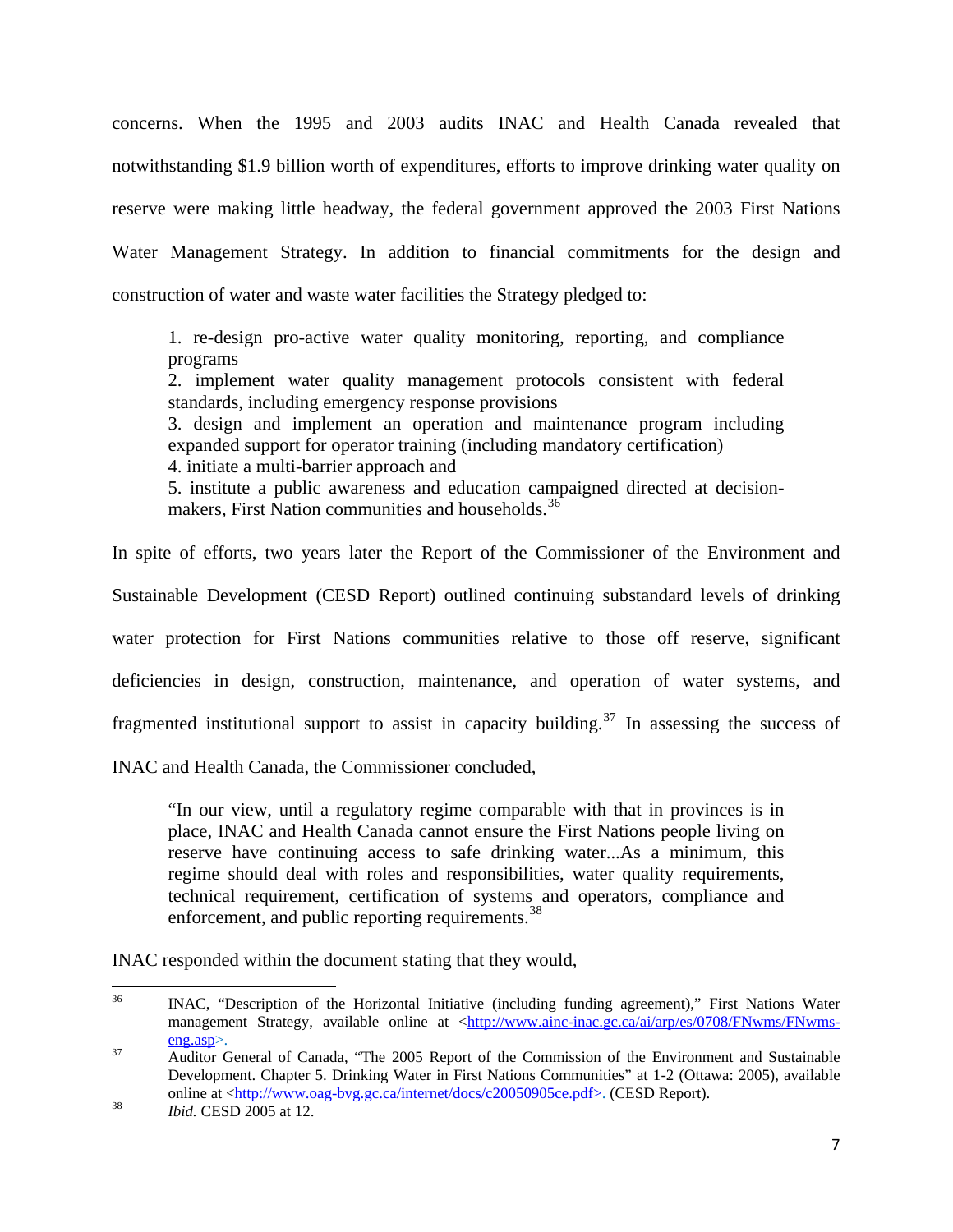concerns. When the 1995 and 2003 audits INAC and Health Canada revealed that notwithstanding $1.9 billion worth of expenditures, efforts to improve drinking water quality on reserve were making little headway, the federal government approved the 2003 First Nations Water Management Strategy. In addition to financial commitments for the design and construction of water and waste water facilities the Strategy pledged to:

> 1. re-design pro-active water quality monitoring, reporting, and compliance programs
> 2. implement water quality management protocols consistent with federal standards, including emergency response provisions
> 3. design and implement an operation and maintenance program including expanded support for operator training (including mandatory certification)
> 4. initiate a multi-barrier approach and
> 5. institute a public awareness and education campaigned directed at decision-makers, First Nation communities and households.[36]

In spite of efforts, two years later the Report of the Commissioner of the Environment and Sustainable Development (CESD Report) outlined continuing substandard levels of drinking water protection for First Nations communities relative to those off reserve, significant deficiencies in design, construction, maintenance, and operation of water systems, and fragmented institutional support to assist in capacity building.[37] In assessing the success of INAC and Health Canada, the Commissioner concluded,

> "In our view, until a regulatory regime comparable with that in provinces is in place, INAC and Health Canada cannot ensure the First Nations people living on reserve have continuing access to safe drinking water...As a minimum, this regime should deal with roles and responsibilities, water quality requirements, technical requirement, certification of systems and operators, compliance and enforcement, and public reporting requirements.[38]

INAC responded within the document stating that they would,

---

[36] INAC, "Description of the Horizontal Initiative (including funding agreement)," First Nations Water management Strategy, available online at <http://www.ainc-inac.gc.ca/ai/arp/es/0708/FNwms/FNwms-eng.asp>.

[37] Auditor General of Canada, "The 2005 Report of the Commission of the Environment and Sustainable Development. Chapter 5. Drinking Water in First Nations Communities" at 1-2 (Ottawa: 2005), available online at <http://www.oag-bvg.gc.ca/internet/docs/c20050905ce.pdf>. (CESD Report).

[38] *Ibid.* CESD 2005 at 12.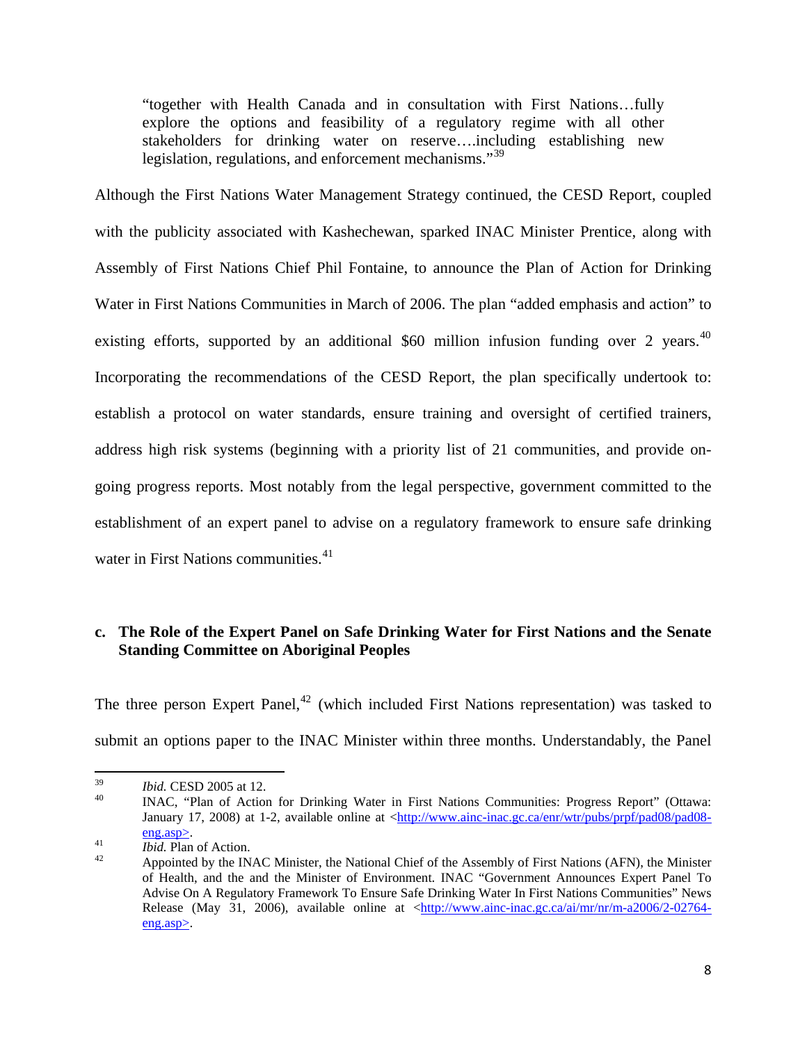> "together with Health Canada and in consultation with First Nations…fully explore the options and feasibility of a regulatory regime with all other stakeholders for drinking water on reserve….including establishing new legislation, regulations, and enforcement mechanisms."[39]

Although the First Nations Water Management Strategy continued, the CESD Report, coupled with the publicity associated with Kashechewan, sparked INAC Minister Prentice, along with Assembly of First Nations Chief Phil Fontaine, to announce the Plan of Action for Drinking Water in First Nations Communities in March of 2006. The plan "added emphasis and action" to existing efforts, supported by an additional $60 million infusion funding over 2 years.[40] Incorporating the recommendations of the CESD Report, the plan specifically undertook to: establish a protocol on water standards, ensure training and oversight of certified trainers, address high risk systems (beginning with a priority list of 21 communities, and provide on-going progress reports. Most notably from the legal perspective, government committed to the establishment of an expert panel to advise on a regulatory framework to ensure safe drinking water in First Nations communities.[41]

### c. The Role of the Expert Panel on Safe Drinking Water for First Nations and the Senate Standing Committee on Aboriginal Peoples

The three person Expert Panel,[42] (which included First Nations representation) was tasked to submit an options paper to the INAC Minister within three months. Understandably, the Panel

---

[39] *Ibid.* CESD 2005 at 12.

[40] INAC, "Plan of Action for Drinking Water in First Nations Communities: Progress Report" (Ottawa: January 17, 2008) at 1-2, available online at <http://www.ainc-inac.gc.ca/enr/wtr/pubs/prpf/pad08/pad08-eng.asp>.

[41] *Ibid.* Plan of Action.

[42] Appointed by the INAC Minister, the National Chief of the Assembly of First Nations (AFN), the Minister of Health, and the and the Minister of Environment. INAC "Government Announces Expert Panel To Advise On A Regulatory Framework To Ensure Safe Drinking Water In First Nations Communities" News Release (May 31, 2006), available online at <http://www.ainc-inac.gc.ca/ai/mr/nr/m-a2006/2-02764-eng.asp>.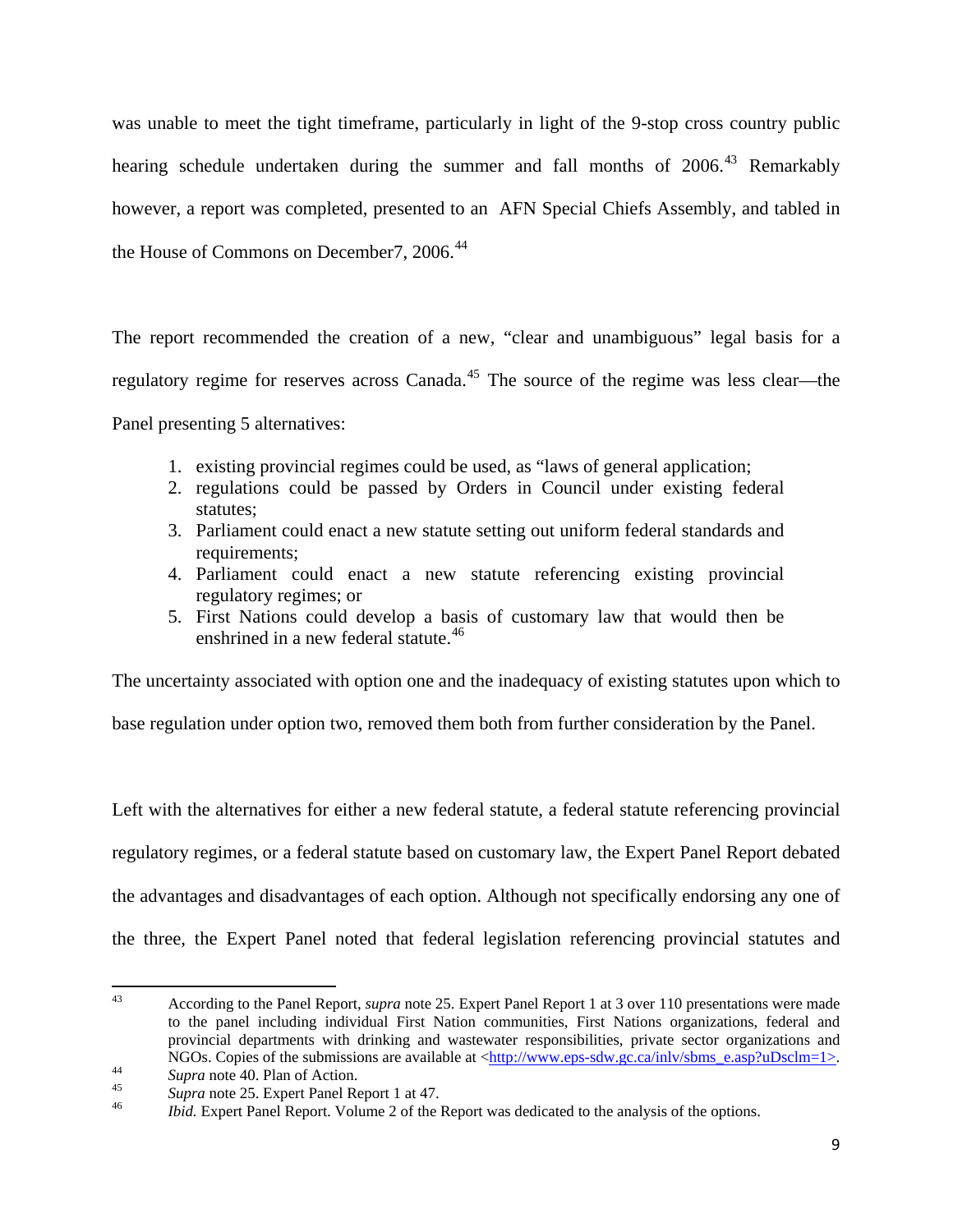was unable to meet the tight timeframe, particularly in light of the 9-stop cross country public hearing schedule undertaken during the summer and fall months of 2006.[43] Remarkably however, a report was completed, presented to an AFN Special Chiefs Assembly, and tabled in the House of Commons on December7, 2006.[44]

The report recommended the creation of a new, "clear and unambiguous" legal basis for a regulatory regime for reserves across Canada.[45] The source of the regime was less clear—the Panel presenting 5 alternatives:

1. existing provincial regimes could be used, as "laws of general application;
2. regulations could be passed by Orders in Council under existing federal statutes;
3. Parliament could enact a new statute setting out uniform federal standards and requirements;
4. Parliament could enact a new statute referencing existing provincial regulatory regimes; or
5. First Nations could develop a basis of customary law that would then be enshrined in a new federal statute.[46]

The uncertainty associated with option one and the inadequacy of existing statutes upon which to base regulation under option two, removed them both from further consideration by the Panel.

Left with the alternatives for either a new federal statute, a federal statute referencing provincial regulatory regimes, or a federal statute based on customary law, the Expert Panel Report debated the advantages and disadvantages of each option. Although not specifically endorsing any one of the three, the Expert Panel noted that federal legislation referencing provincial statutes and

---

[43] According to the Panel Report, *supra* note 25. Expert Panel Report 1 at 3 over 110 presentations were made to the panel including individual First Nation communities, First Nations organizations, federal and provincial departments with drinking and wastewater responsibilities, private sector organizations and NGOs. Copies of the submissions are available at <http://www.eps-sdw.gc.ca/inlv/sbms_e.asp?uDsclm=1>.

[44] *Supra* note 40. Plan of Action.

[45] *Supra* note 25. Expert Panel Report 1 at 47.

[46] *Ibid.* Expert Panel Report. Volume 2 of the Report was dedicated to the analysis of the options.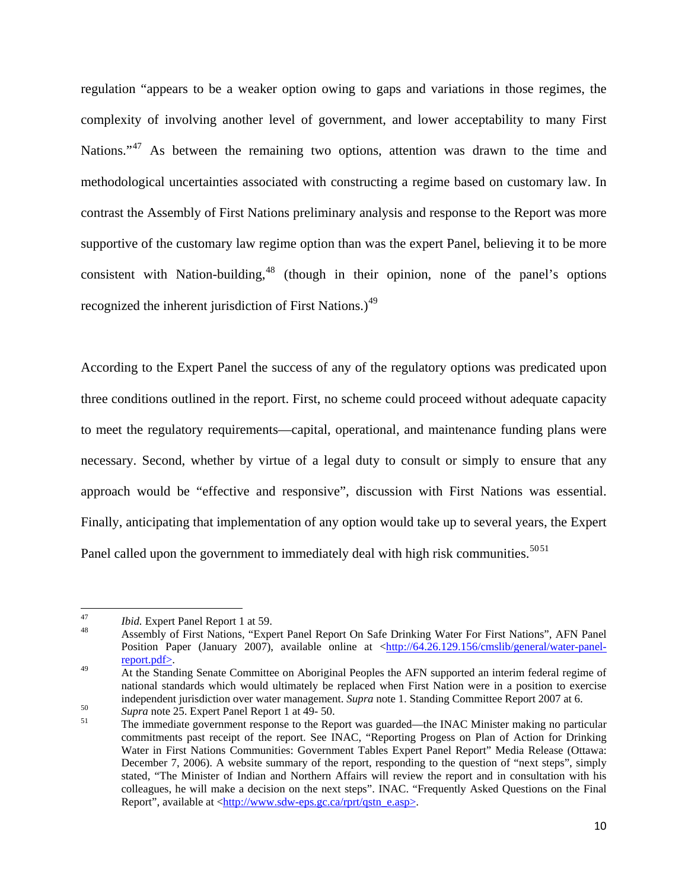regulation "appears to be a weaker option owing to gaps and variations in those regimes, the complexity of involving another level of government, and lower acceptability to many First Nations."[47] As between the remaining two options, attention was drawn to the time and methodological uncertainties associated with constructing a regime based on customary law. In contrast the Assembly of First Nations preliminary analysis and response to the Report was more supportive of the customary law regime option than was the expert Panel, believing it to be more consistent with Nation-building,[48] (though in their opinion, none of the panel's options recognized the inherent jurisdiction of First Nations.)[49]

According to the Expert Panel the success of any of the regulatory options was predicated upon three conditions outlined in the report. First, no scheme could proceed without adequate capacity to meet the regulatory requirements—capital, operational, and maintenance funding plans were necessary. Second, whether by virtue of a legal duty to consult or simply to ensure that any approach would be "effective and responsive", discussion with First Nations was essential. Finally, anticipating that implementation of any option would take up to several years, the Expert Panel called upon the government to immediately deal with high risk communities.[50][51]

---

[47] *Ibid.* Expert Panel Report 1 at 59.

[48] Assembly of First Nations, "Expert Panel Report On Safe Drinking Water For First Nations", AFN Panel Position Paper (January 2007), available online at <http://64.26.129.156/cmslib/general/water-panel-report.pdf>.

[49] At the Standing Senate Committee on Aboriginal Peoples the AFN supported an interim federal regime of national standards which would ultimately be replaced when First Nation were in a position to exercise independent jurisdiction over water management. *Supra* note 1. Standing Committee Report 2007 at 6.

[50] *Supra* note 25. Expert Panel Report 1 at 49- 50.

[51] The immediate government response to the Report was guarded—the INAC Minister making no particular commitments past receipt of the report. See INAC, "Reporting Progess on Plan of Action for Drinking Water in First Nations Communities: Government Tables Expert Panel Report" Media Release (Ottawa: December 7, 2006). A website summary of the report, responding to the question of "next steps", simply stated, "The Minister of Indian and Northern Affairs will review the report and in consultation with his colleagues, he will make a decision on the next steps". INAC. "Frequently Asked Questions on the Final Report", available at <http://www.sdw-eps.gc.ca/rprt/qstn_e.asp>.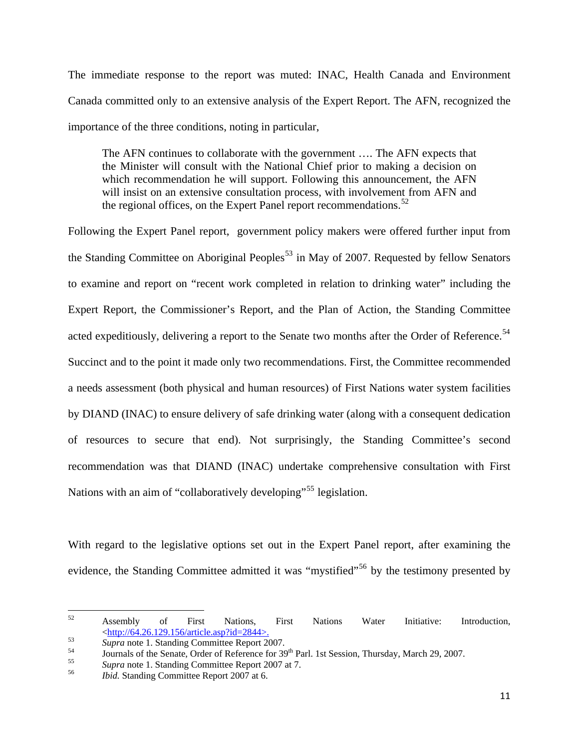The immediate response to the report was muted: INAC, Health Canada and Environment Canada committed only to an extensive analysis of the Expert Report. The AFN, recognized the importance of the three conditions, noting in particular,

> The AFN continues to collaborate with the government …. The AFN expects that the Minister will consult with the National Chief prior to making a decision on which recommendation he will support. Following this announcement, the AFN will insist on an extensive consultation process, with involvement from AFN and the regional offices, on the Expert Panel report recommendations.[52]

Following the Expert Panel report, government policy makers were offered further input from the Standing Committee on Aboriginal Peoples[53] in May of 2007. Requested by fellow Senators to examine and report on "recent work completed in relation to drinking water" including the Expert Report, the Commissioner's Report, and the Plan of Action, the Standing Committee acted expeditiously, delivering a report to the Senate two months after the Order of Reference.[54] Succinct and to the point it made only two recommendations. First, the Committee recommended a needs assessment (both physical and human resources) of First Nations water system facilities by DIAND (INAC) to ensure delivery of safe drinking water (along with a consequent dedication of resources to secure that end). Not surprisingly, the Standing Committee's second recommendation was that DIAND (INAC) undertake comprehensive consultation with First Nations with an aim of "collaboratively developing"[55] legislation.

With regard to the legislative options set out in the Expert Panel report, after examining the evidence, the Standing Committee admitted it was "mystified"[56] by the testimony presented by

---

[52] Assembly of First Nations, First Nations Water Initiative: Introduction, <http://64.26.129.156/article.asp?id=2844>.

[53] *Supra* note 1. Standing Committee Report 2007.

[54] Journals of the Senate, Order of Reference for 39th Parl. 1st Session, Thursday, March 29, 2007.

[55] *Supra* note 1. Standing Committee Report 2007 at 7.

[56] *Ibid.* Standing Committee Report 2007 at 6.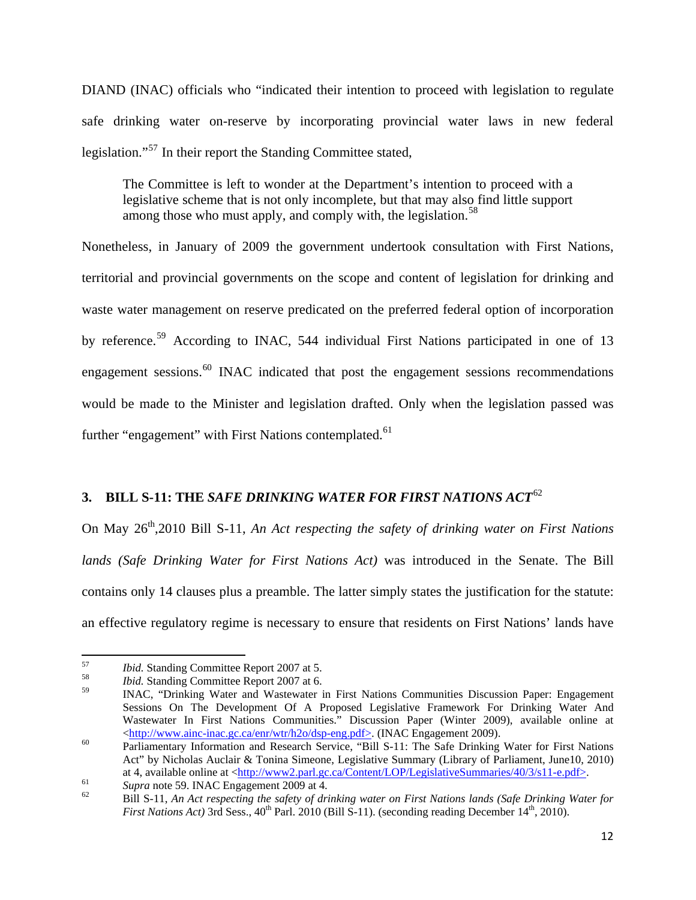DIAND (INAC) officials who "indicated their intention to proceed with legislation to regulate safe drinking water on-reserve by incorporating provincial water laws in new federal legislation."[57] In their report the Standing Committee stated,

> The Committee is left to wonder at the Department's intention to proceed with a legislative scheme that is not only incomplete, but that may also find little support among those who must apply, and comply with, the legislation.[58]

Nonetheless, in January of 2009 the government undertook consultation with First Nations, territorial and provincial governments on the scope and content of legislation for drinking and waste water management on reserve predicated on the preferred federal option of incorporation by reference.[59] According to INAC, 544 individual First Nations participated in one of 13 engagement sessions.[60] INAC indicated that post the engagement sessions recommendations would be made to the Minister and legislation drafted. Only when the legislation passed was further "engagement" with First Nations contemplated.[61]

## 3. BILL S-11: THE *SAFE DRINKING WATER FOR FIRST NATIONS ACT*[62]

On May 26th,2010 Bill S-11, *An Act respecting the safety of drinking water on First Nations lands (Safe Drinking Water for First Nations Act)* was introduced in the Senate. The Bill contains only 14 clauses plus a preamble. The latter simply states the justification for the statute: an effective regulatory regime is necessary to ensure that residents on First Nations' lands have

---

57 *Ibid.* Standing Committee Report 2007 at 5.

58 *Ibid.* Standing Committee Report 2007 at 6.

59 INAC, "Drinking Water and Wastewater in First Nations Communities Discussion Paper: Engagement Sessions On The Development Of A Proposed Legislative Framework For Drinking Water And Wastewater In First Nations Communities." Discussion Paper (Winter 2009), available online at <http://www.ainc-inac.gc.ca/enr/wtr/h2o/dsp-eng.pdf>. (INAC Engagement 2009).

60 Parliamentary Information and Research Service, "Bill S-11: The Safe Drinking Water for First Nations Act" by Nicholas Auclair & Tonina Simeone, Legislative Summary (Library of Parliament, June10, 2010) at 4, available online at <http://www2.parl.gc.ca/Content/LOP/LegislativeSummaries/40/3/s11-e.pdf>.

61 *Supra* note 59. INAC Engagement 2009 at 4.

62 Bill S-11, *An Act respecting the safety of drinking water on First Nations lands (Safe Drinking Water for First Nations Act)* 3rd Sess., 40th Parl. 2010 (Bill S-11). (seconding reading December 14th, 2010).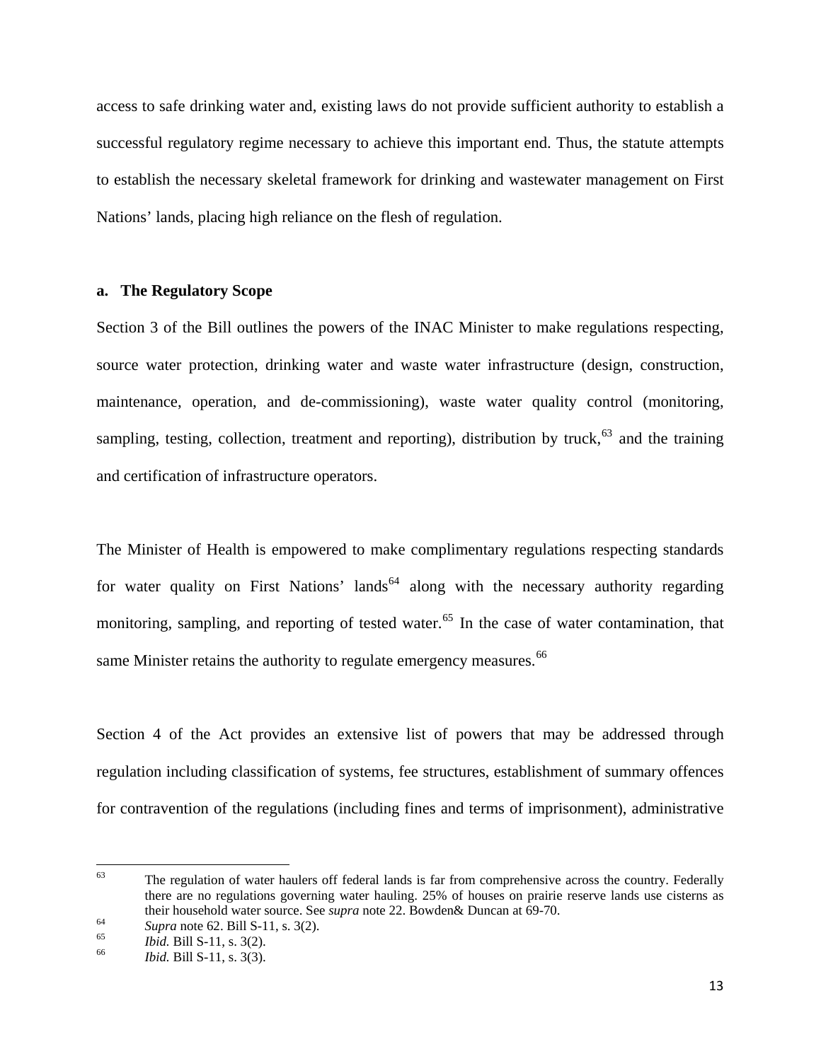access to safe drinking water and, existing laws do not provide sufficient authority to establish a successful regulatory regime necessary to achieve this important end. Thus, the statute attempts to establish the necessary skeletal framework for drinking and wastewater management on First Nations' lands, placing high reliance on the flesh of regulation.

#### a. The Regulatory Scope

Section 3 of the Bill outlines the powers of the INAC Minister to make regulations respecting, source water protection, drinking water and waste water infrastructure (design, construction, maintenance, operation, and de-commissioning), waste water quality control (monitoring, sampling, testing, collection, treatment and reporting), distribution by truck,[63] and the training and certification of infrastructure operators.

The Minister of Health is empowered to make complimentary regulations respecting standards for water quality on First Nations' lands[64] along with the necessary authority regarding monitoring, sampling, and reporting of tested water.[65] In the case of water contamination, that same Minister retains the authority to regulate emergency measures.[66]

Section 4 of the Act provides an extensive list of powers that may be addressed through regulation including classification of systems, fee structures, establishment of summary offences for contravention of the regulations (including fines and terms of imprisonment), administrative

---

[63] The regulation of water haulers off federal lands is far from comprehensive across the country. Federally there are no regulations governing water hauling. 25% of houses on prairie reserve lands use cisterns as their household water source. See *supra* note 22. Bowden& Duncan at 69-70.

[64] *Supra* note 62. Bill S-11, s. 3(2).

[65] *Ibid.* Bill S-11, s. 3(2).

[66] *Ibid.* Bill S-11, s. 3(3).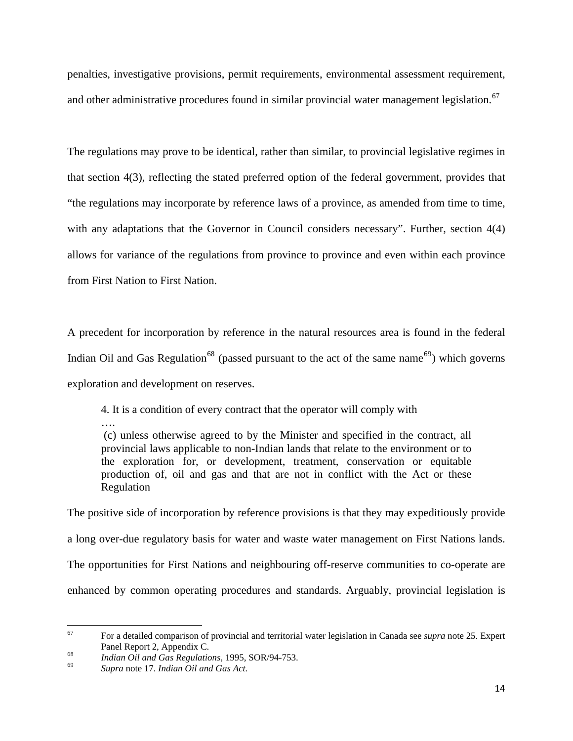penalties, investigative provisions, permit requirements, environmental assessment requirement, and other administrative procedures found in similar provincial water management legislation.[67]

The regulations may prove to be identical, rather than similar, to provincial legislative regimes in that section 4(3), reflecting the stated preferred option of the federal government, provides that "the regulations may incorporate by reference laws of a province, as amended from time to time, with any adaptations that the Governor in Council considers necessary". Further, section 4(4) allows for variance of the regulations from province to province and even within each province from First Nation to First Nation.

A precedent for incorporation by reference in the natural resources area is found in the federal Indian Oil and Gas Regulation[68] (passed pursuant to the act of the same name[69]) which governs exploration and development on reserves.

> 4. It is a condition of every contract that the operator will comply with
> ….
> (c) unless otherwise agreed to by the Minister and specified in the contract, all provincial laws applicable to non-Indian lands that relate to the environment or to the exploration for, or development, treatment, conservation or equitable production of, oil and gas and that are not in conflict with the Act or these Regulation

The positive side of incorporation by reference provisions is that they may expeditiously provide a long over-due regulatory basis for water and waste water management on First Nations lands. The opportunities for First Nations and neighbouring off-reserve communities to co-operate are enhanced by common operating procedures and standards. Arguably, provincial legislation is

---

[67] For a detailed comparison of provincial and territorial water legislation in Canada see *supra* note 25. Expert Panel Report 2, Appendix C.

[68] *Indian Oil and Gas Regulations*, 1995, SOR/94-753.

[69] *Supra* note 17. *Indian Oil and Gas Act.*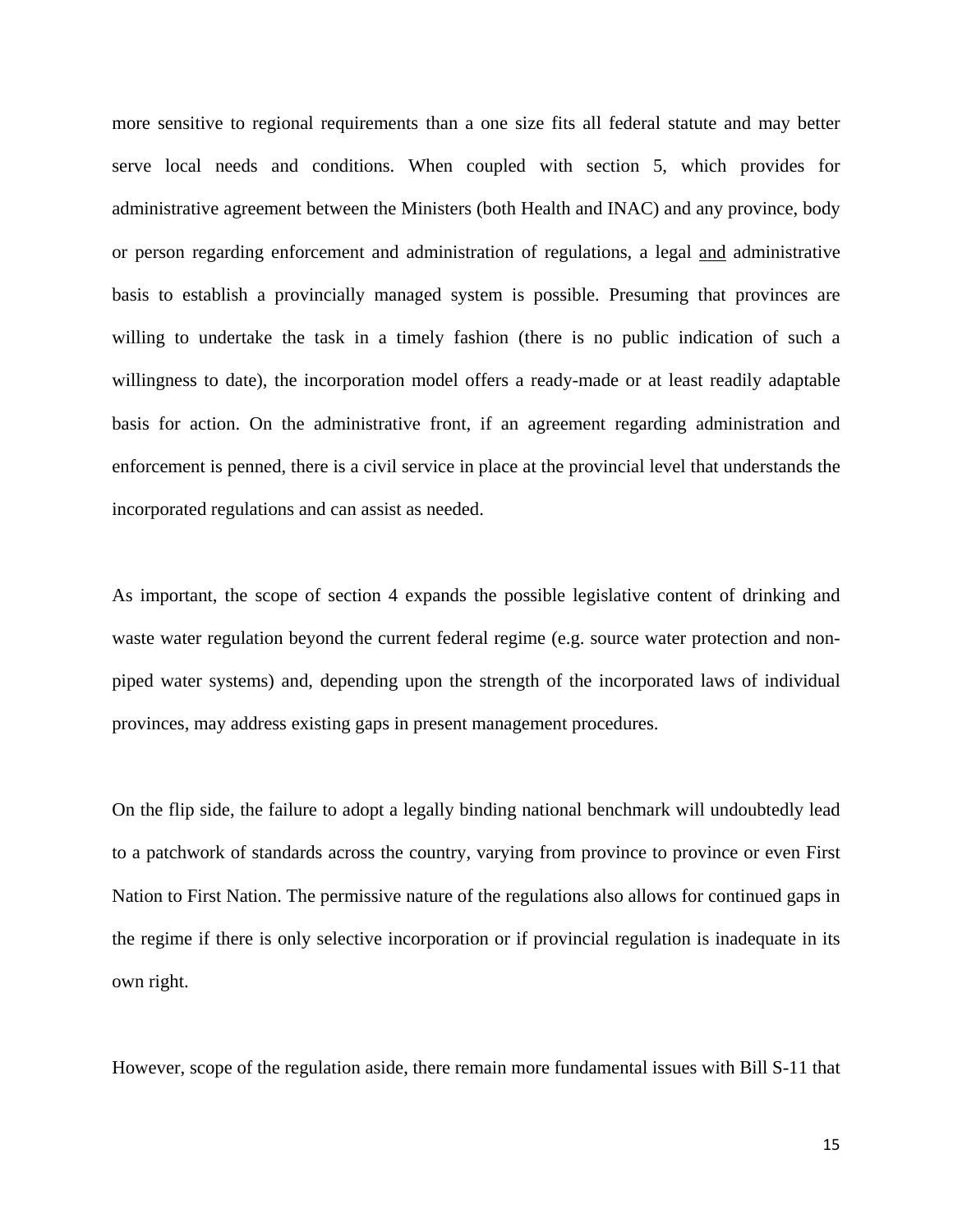more sensitive to regional requirements than a one size fits all federal statute and may better serve local needs and conditions. When coupled with section 5, which provides for administrative agreement between the Ministers (both Health and INAC) and any province, body or person regarding enforcement and administration of regulations, a legal <u>and</u> administrative basis to establish a provincially managed system is possible. Presuming that provinces are willing to undertake the task in a timely fashion (there is no public indication of such a willingness to date), the incorporation model offers a ready-made or at least readily adaptable basis for action. On the administrative front, if an agreement regarding administration and enforcement is penned, there is a civil service in place at the provincial level that understands the incorporated regulations and can assist as needed.

As important, the scope of section 4 expands the possible legislative content of drinking and waste water regulation beyond the current federal regime (e.g. source water protection and non-piped water systems) and, depending upon the strength of the incorporated laws of individual provinces, may address existing gaps in present management procedures.

On the flip side, the failure to adopt a legally binding national benchmark will undoubtedly lead to a patchwork of standards across the country, varying from province to province or even First Nation to First Nation. The permissive nature of the regulations also allows for continued gaps in the regime if there is only selective incorporation or if provincial regulation is inadequate in its own right.

However, scope of the regulation aside, there remain more fundamental issues with Bill S-11 that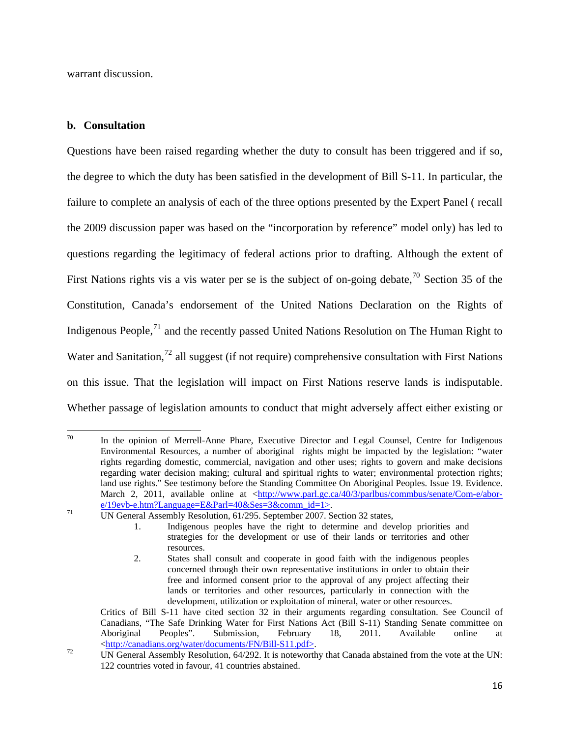warrant discussion.

**b. Consultation**

Questions have been raised regarding whether the duty to consult has been triggered and if so, the degree to which the duty has been satisfied in the development of Bill S-11. In particular, the failure to complete an analysis of each of the three options presented by the Expert Panel ( recall the 2009 discussion paper was based on the "incorporation by reference" model only) has led to questions regarding the legitimacy of federal actions prior to drafting. Although the extent of First Nations rights vis a vis water per se is the subject of on-going debate,[70] Section 35 of the Constitution, Canada's endorsement of the United Nations Declaration on the Rights of Indigenous People,[71] and the recently passed United Nations Resolution on The Human Right to Water and Sanitation,[72] all suggest (if not require) comprehensive consultation with First Nations on this issue. That the legislation will impact on First Nations reserve lands is indisputable. Whether passage of legislation amounts to conduct that might adversely affect either existing or

---

[70] In the opinion of Merrell-Anne Phare, Executive Director and Legal Counsel, Centre for Indigenous Environmental Resources, a number of aboriginal rights might be impacted by the legislation: "water rights regarding domestic, commercial, navigation and other uses; rights to govern and make decisions regarding water decision making; cultural and spiritual rights to water; environmental protection rights; land use rights." See testimony before the Standing Committee On Aboriginal Peoples. Issue 19. Evidence. March 2, 2011, available online at <http://www.parl.gc.ca/40/3/parlbus/commbus/senate/Com-e/abor-e/19evb-e.htm?Language=E&Parl=40&Ses=3&comm_id=1>.

[71] UN General Assembly Resolution, 61/295. September 2007. Section 32 states,

1. Indigenous peoples have the right to determine and develop priorities and strategies for the development or use of their lands or territories and other resources.
2. States shall consult and cooperate in good faith with the indigenous peoples concerned through their own representative institutions in order to obtain their free and informed consent prior to the approval of any project affecting their lands or territories and other resources, particularly in connection with the development, utilization or exploitation of mineral, water or other resources.

Critics of Bill S-11 have cited section 32 in their arguments regarding consultation. See Council of Canadians, "The Safe Drinking Water for First Nations Act (Bill S-11) Standing Senate committee on Aboriginal Peoples". Submission, February 18, 2011. Available online at <http://canadians.org/water/documents/FN/Bill-S11.pdf>.

[72] UN General Assembly Resolution, 64/292. It is noteworthy that Canada abstained from the vote at the UN: 122 countries voted in favour, 41 countries abstained.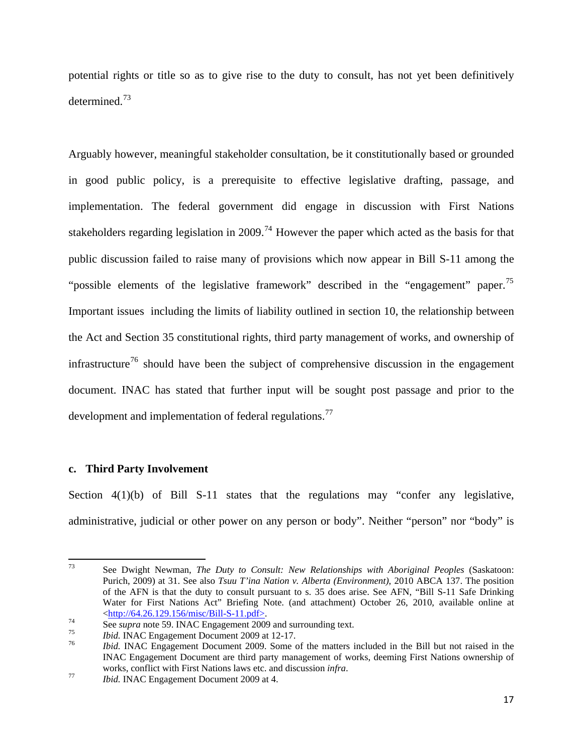potential rights or title so as to give rise to the duty to consult, has not yet been definitively determined.[73]

Arguably however, meaningful stakeholder consultation, be it constitutionally based or grounded in good public policy, is a prerequisite to effective legislative drafting, passage, and implementation. The federal government did engage in discussion with First Nations stakeholders regarding legislation in 2009.[74] However the paper which acted as the basis for that public discussion failed to raise many of provisions which now appear in Bill S-11 among the "possible elements of the legislative framework" described in the "engagement" paper.[75] Important issues including the limits of liability outlined in section 10, the relationship between the Act and Section 35 constitutional rights, third party management of works, and ownership of infrastructure[76] should have been the subject of comprehensive discussion in the engagement document. INAC has stated that further input will be sought post passage and prior to the development and implementation of federal regulations.[77]

### c. Third Party Involvement

Section 4(1)(b) of Bill S-11 states that the regulations may "confer any legislative, administrative, judicial or other power on any person or body". Neither "person" nor "body" is

---

[73] See Dwight Newman, *The Duty to Consult: New Relationships with Aboriginal Peoples* (Saskatoon: Purich, 2009) at 31. See also *Tsuu T'ina Nation v. Alberta (Environment)*, 2010 ABCA 137. The position of the AFN is that the duty to consult pursuant to s. 35 does arise. See AFN, "Bill S-11 Safe Drinking Water for First Nations Act" Briefing Note. (and attachment) October 26, 2010, available online at <http://64.26.129.156/misc/Bill-S-11.pdf>.

[74] See *supra* note 59. INAC Engagement 2009 and surrounding text.

[75] *Ibid.* INAC Engagement Document 2009 at 12-17.

[76] *Ibid.* INAC Engagement Document 2009. Some of the matters included in the Bill but not raised in the INAC Engagement Document are third party management of works, deeming First Nations ownership of works, conflict with First Nations laws etc. and discussion *infra*.

[77] *Ibid.* INAC Engagement Document 2009 at 4.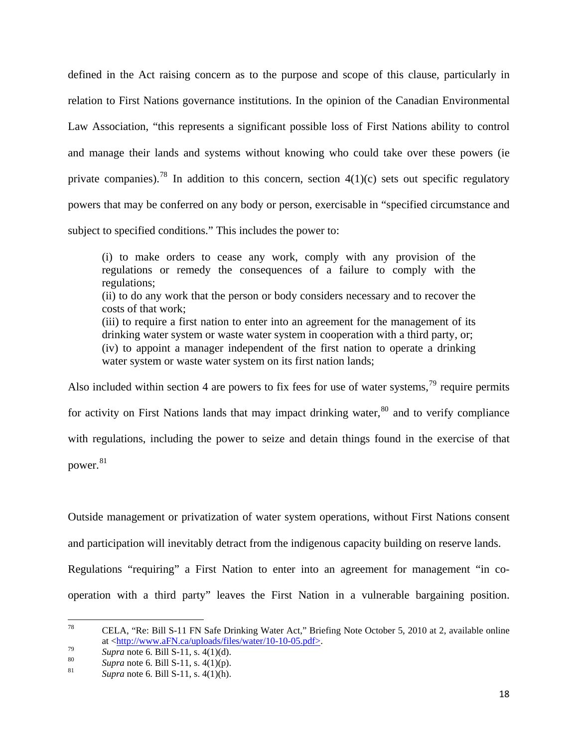defined in the Act raising concern as to the purpose and scope of this clause, particularly in relation to First Nations governance institutions. In the opinion of the Canadian Environmental Law Association, "this represents a significant possible loss of First Nations ability to control and manage their lands and systems without knowing who could take over these powers (ie private companies).[78] In addition to this concern, section 4(1)(c) sets out specific regulatory powers that may be conferred on any body or person, exercisable in "specified circumstance and subject to specified conditions." This includes the power to:

> (i) to make orders to cease any work, comply with any provision of the regulations or remedy the consequences of a failure to comply with the regulations;
> (ii) to do any work that the person or body considers necessary and to recover the costs of that work;
> (iii) to require a first nation to enter into an agreement for the management of its drinking water system or waste water system in cooperation with a third party, or;
> (iv) to appoint a manager independent of the first nation to operate a drinking water system or waste water system on its first nation lands;

Also included within section 4 are powers to fix fees for use of water systems,[79] require permits for activity on First Nations lands that may impact drinking water,[80] and to verify compliance with regulations, including the power to seize and detain things found in the exercise of that power.[81]

Outside management or privatization of water system operations, without First Nations consent and participation will inevitably detract from the indigenous capacity building on reserve lands. Regulations "requiring" a First Nation to enter into an agreement for management "in co-operation with a third party" leaves the First Nation in a vulnerable bargaining position.

---

[78] CELA, "Re: Bill S-11 FN Safe Drinking Water Act," Briefing Note October 5, 2010 at 2, available online at <http://www.aFN.ca/uploads/files/water/10-10-05.pdf>.

[79] *Supra* note 6. Bill S-11, s. 4(1)(d).

[80] *Supra* note 6. Bill S-11, s. 4(1)(p).

[81] *Supra* note 6. Bill S-11, s. 4(1)(h).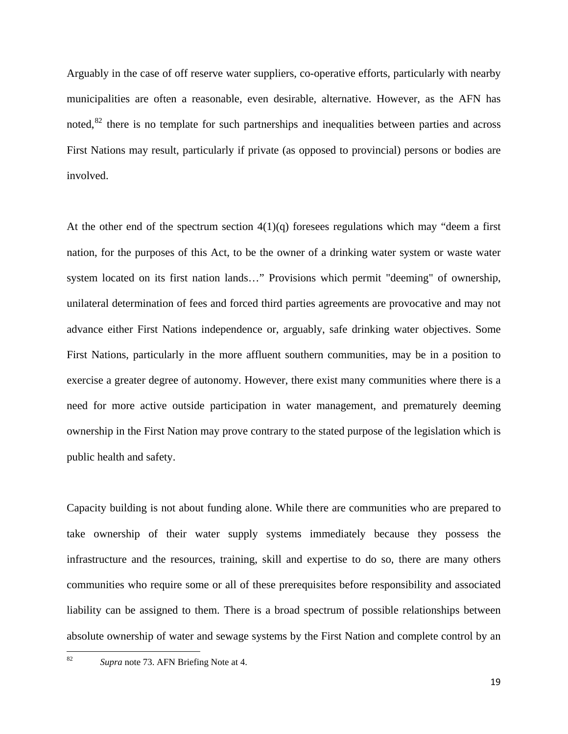Arguably in the case of off reserve water suppliers, co-operative efforts, particularly with nearby municipalities are often a reasonable, even desirable, alternative. However, as the AFN has noted,[82] there is no template for such partnerships and inequalities between parties and across First Nations may result, particularly if private (as opposed to provincial) persons or bodies are involved.

At the other end of the spectrum section 4(1)(q) foresees regulations which may "deem a first nation, for the purposes of this Act, to be the owner of a drinking water system or waste water system located on its first nation lands…" Provisions which permit "deeming" of ownership, unilateral determination of fees and forced third parties agreements are provocative and may not advance either First Nations independence or, arguably, safe drinking water objectives. Some First Nations, particularly in the more affluent southern communities, may be in a position to exercise a greater degree of autonomy. However, there exist many communities where there is a need for more active outside participation in water management, and prematurely deeming ownership in the First Nation may prove contrary to the stated purpose of the legislation which is public health and safety.

Capacity building is not about funding alone. While there are communities who are prepared to take ownership of their water supply systems immediately because they possess the infrastructure and the resources, training, skill and expertise to do so, there are many others communities who require some or all of these prerequisites before responsibility and associated liability can be assigned to them. There is a broad spectrum of possible relationships between absolute ownership of water and sewage systems by the First Nation and complete control by an

---

[82] *Supra* note 73. AFN Briefing Note at 4.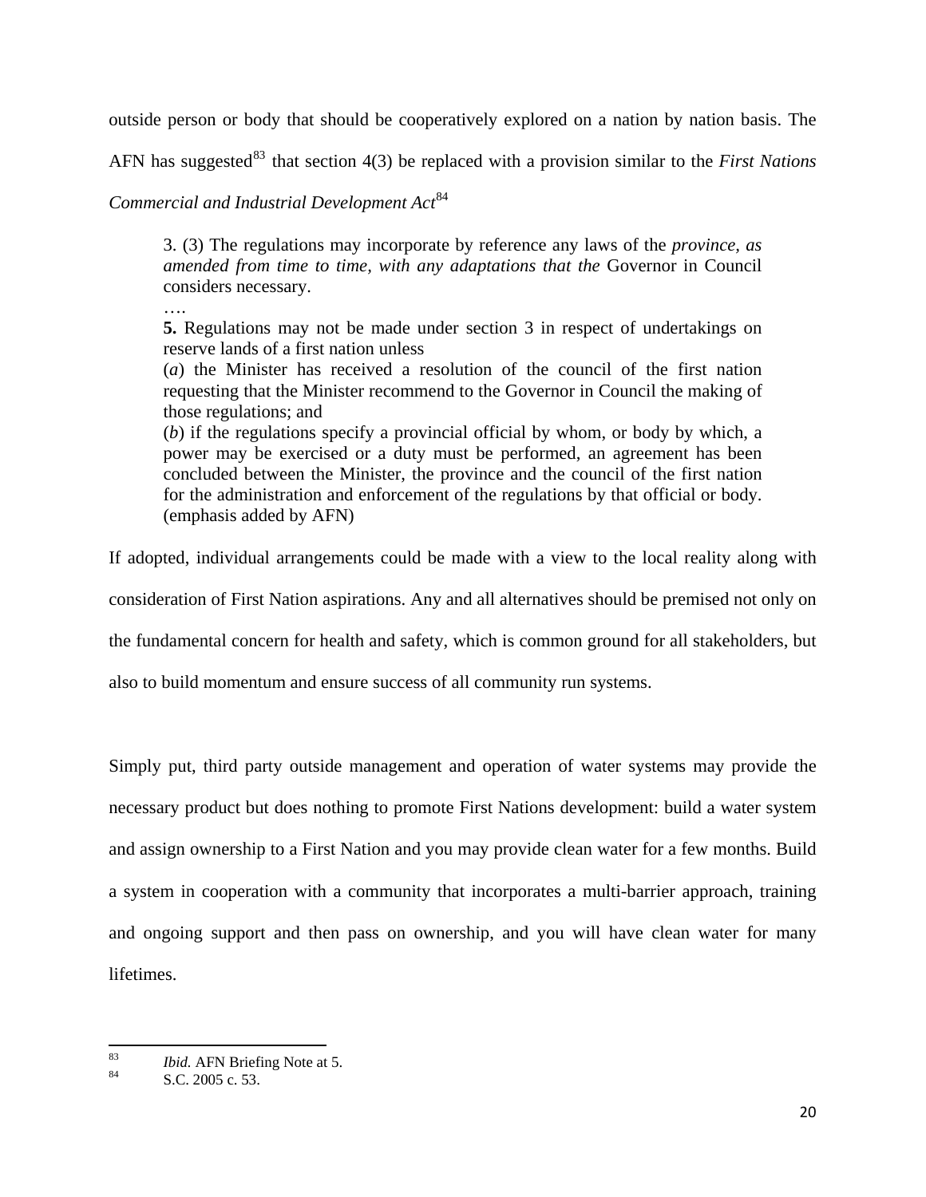outside person or body that should be cooperatively explored on a nation by nation basis. The AFN has suggested[83] that section 4(3) be replaced with a provision similar to the *First Nations Commercial and Industrial Development Act*[84]

> 3. (3) The regulations may incorporate by reference any laws of the *province, as amended from time to time, with any adaptations that the* Governor in Council considers necessary.
>
> ….
>
> **5.** Regulations may not be made under section 3 in respect of undertakings on reserve lands of a first nation unless
>
> (*a*) the Minister has received a resolution of the council of the first nation requesting that the Minister recommend to the Governor in Council the making of those regulations; and
>
> (*b*) if the regulations specify a provincial official by whom, or body by which, a power may be exercised or a duty must be performed, an agreement has been concluded between the Minister, the province and the council of the first nation for the administration and enforcement of the regulations by that official or body. (emphasis added by AFN)

If adopted, individual arrangements could be made with a view to the local reality along with consideration of First Nation aspirations. Any and all alternatives should be premised not only on the fundamental concern for health and safety, which is common ground for all stakeholders, but also to build momentum and ensure success of all community run systems.

Simply put, third party outside management and operation of water systems may provide the necessary product but does nothing to promote First Nations development: build a water system and assign ownership to a First Nation and you may provide clean water for a few months. Build a system in cooperation with a community that incorporates a multi-barrier approach, training and ongoing support and then pass on ownership, and you will have clean water for many lifetimes.

---

[83] *Ibid.* AFN Briefing Note at 5.

[84] S.C. 2005 c. 53.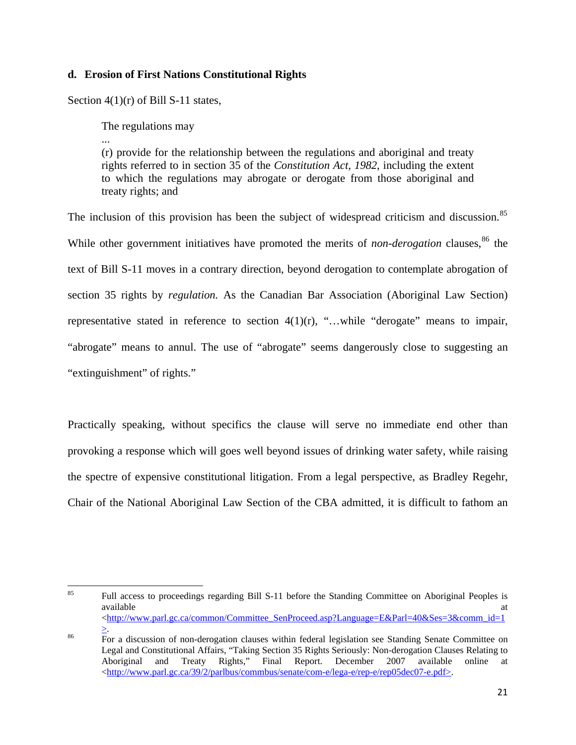### d. Erosion of First Nations Constitutional Rights

Section 4(1)(r) of Bill S-11 states,

> The regulations may
> ...
> (r) provide for the relationship between the regulations and aboriginal and treaty rights referred to in section 35 of the *Constitution Act, 1982*, including the extent to which the regulations may abrogate or derogate from those aboriginal and treaty rights; and

The inclusion of this provision has been the subject of widespread criticism and discussion.[85] While other government initiatives have promoted the merits of *non-derogation* clauses,[86] the text of Bill S-11 moves in a contrary direction, beyond derogation to contemplate abrogation of section 35 rights by *regulation.* As the Canadian Bar Association (Aboriginal Law Section) representative stated in reference to section 4(1)(r), "…while "derogate" means to impair, "abrogate" means to annul. The use of "abrogate" seems dangerously close to suggesting an "extinguishment" of rights."

Practically speaking, without specifics the clause will serve no immediate end other than provoking a response which will goes well beyond issues of drinking water safety, while raising the spectre of expensive constitutional litigation. From a legal perspective, as Bradley Regehr, Chair of the National Aboriginal Law Section of the CBA admitted, it is difficult to fathom an

---

[85] Full access to proceedings regarding Bill S-11 before the Standing Committee on Aboriginal Peoples is available at <http://www.parl.gc.ca/common/Committee_SenProceed.asp?Language=E&Parl=40&Ses=3&comm_id=1>.

[86] For a discussion of non-derogation clauses within federal legislation see Standing Senate Committee on Legal and Constitutional Affairs, "Taking Section 35 Rights Seriously: Non-derogation Clauses Relating to Aboriginal and Treaty Rights," Final Report. December 2007 available online at <http://www.parl.gc.ca/39/2/parlbus/commbus/senate/com-e/lega-e/rep-e/rep05dec07-e.pdf>.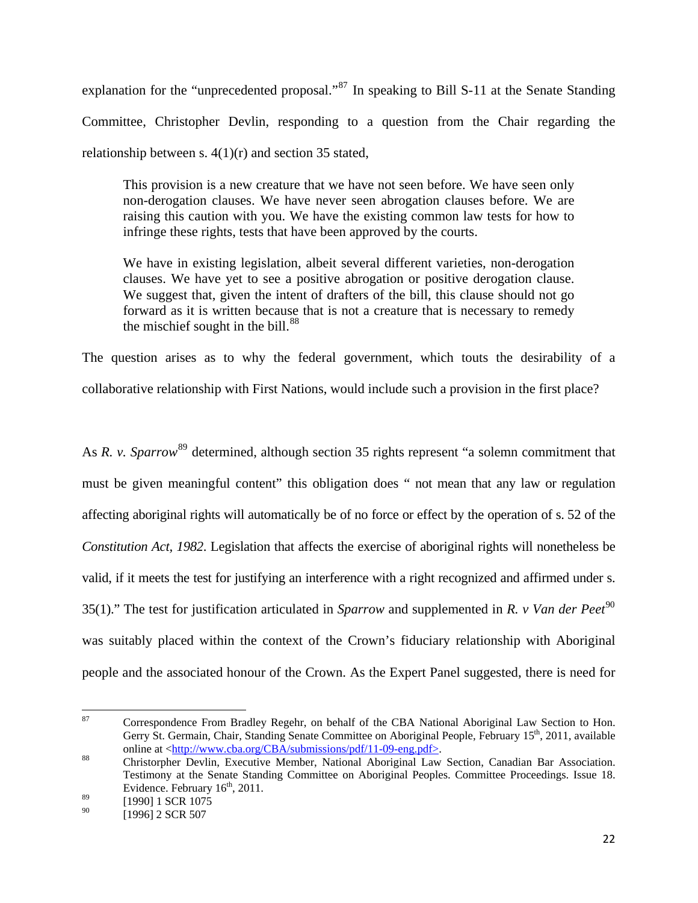explanation for the "unprecedented proposal."[87] In speaking to Bill S-11 at the Senate Standing Committee, Christopher Devlin, responding to a question from the Chair regarding the relationship between s. 4(1)(r) and section 35 stated,

> This provision is a new creature that we have not seen before. We have seen only non-derogation clauses. We have never seen abrogation clauses before. We are raising this caution with you. We have the existing common law tests for how to infringe these rights, tests that have been approved by the courts.
>
> We have in existing legislation, albeit several different varieties, non-derogation clauses. We have yet to see a positive abrogation or positive derogation clause. We suggest that, given the intent of drafters of the bill, this clause should not go forward as it is written because that is not a creature that is necessary to remedy the mischief sought in the bill.[88]

The question arises as to why the federal government, which touts the desirability of a collaborative relationship with First Nations, would include such a provision in the first place?

As *R. v. Sparrow*[89] determined, although section 35 rights represent "a solemn commitment that must be given meaningful content" this obligation does " not mean that any law or regulation affecting aboriginal rights will automatically be of no force or effect by the operation of s. 52 of the *Constitution Act, 1982*. Legislation that affects the exercise of aboriginal rights will nonetheless be valid, if it meets the test for justifying an interference with a right recognized and affirmed under s. 35(1)." The test for justification articulated in *Sparrow* and supplemented in *R. v Van der Peet*[90] was suitably placed within the context of the Crown's fiduciary relationship with Aboriginal people and the associated honour of the Crown. As the Expert Panel suggested, there is need for

---

[87] Correspondence From Bradley Regehr, on behalf of the CBA National Aboriginal Law Section to Hon. Gerry St. Germain, Chair, Standing Senate Committee on Aboriginal People, February 15th, 2011, available online at <http://www.cba.org/CBA/submissions/pdf/11-09-eng.pdf>.

[88] Christorpher Devlin, Executive Member, National Aboriginal Law Section, Canadian Bar Association. Testimony at the Senate Standing Committee on Aboriginal Peoples. Committee Proceedings. Issue 18. Evidence. February 16th, 2011.

[89] [1990] 1 SCR 1075

[90] [1996] 2 SCR 507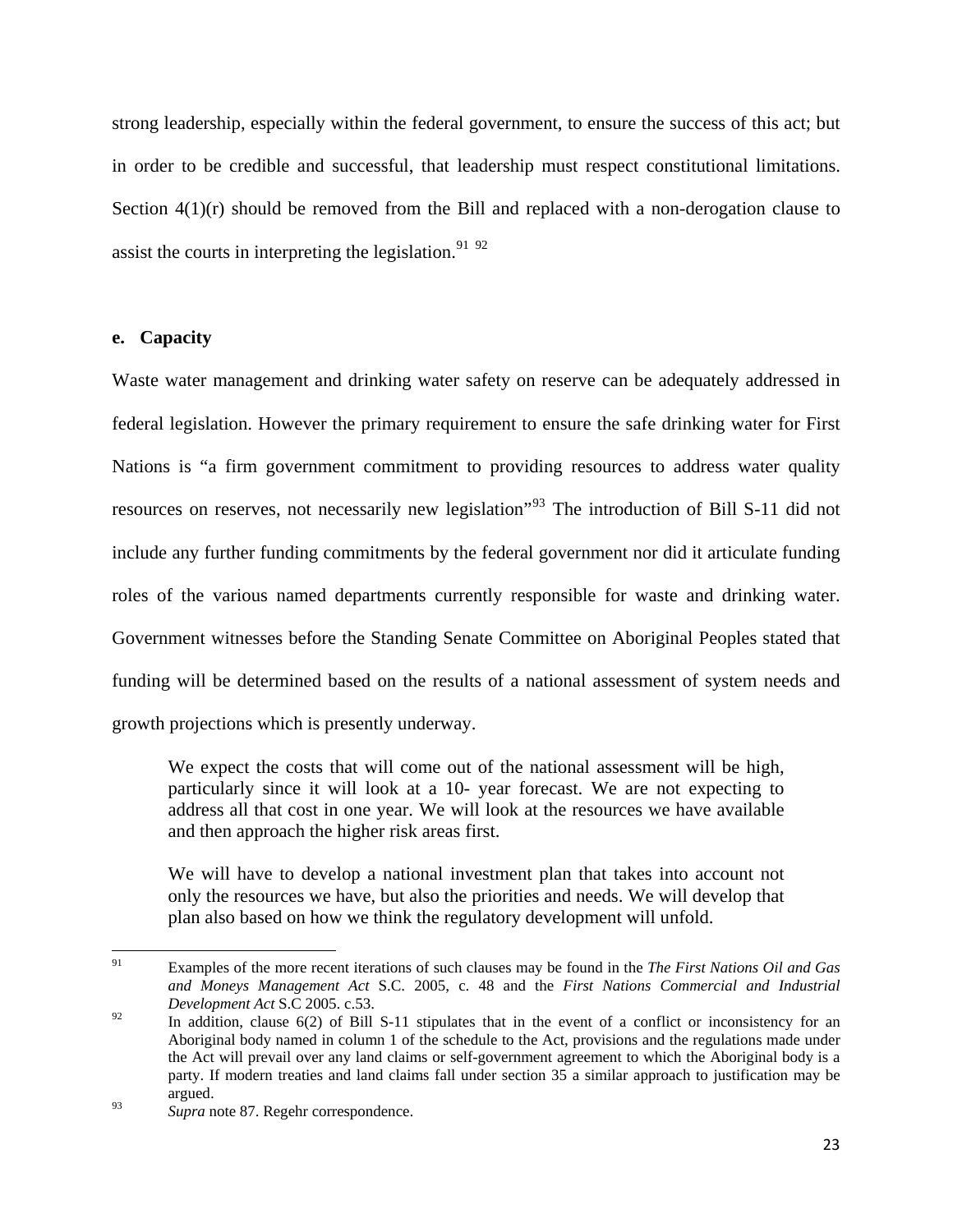strong leadership, especially within the federal government, to ensure the success of this act; but in order to be credible and successful, that leadership must respect constitutional limitations. Section 4(1)(r) should be removed from the Bill and replaced with a non-derogation clause to assist the courts in interpreting the legislation.[91] [92]

**e. Capacity**

Waste water management and drinking water safety on reserve can be adequately addressed in federal legislation. However the primary requirement to ensure the safe drinking water for First Nations is "a firm government commitment to providing resources to address water quality resources on reserves, not necessarily new legislation"[93] The introduction of Bill S-11 did not include any further funding commitments by the federal government nor did it articulate funding roles of the various named departments currently responsible for waste and drinking water. Government witnesses before the Standing Senate Committee on Aboriginal Peoples stated that funding will be determined based on the results of a national assessment of system needs and growth projections which is presently underway.

> We expect the costs that will come out of the national assessment will be high, particularly since it will look at a 10- year forecast. We are not expecting to address all that cost in one year. We will look at the resources we have available and then approach the higher risk areas first.
>
> We will have to develop a national investment plan that takes into account not only the resources we have, but also the priorities and needs. We will develop that plan also based on how we think the regulatory development will unfold.

---

[91] Examples of the more recent iterations of such clauses may be found in the *The First Nations Oil and Gas and Moneys Management Act* S.C. 2005, c. 48 and the *First Nations Commercial and Industrial Development Act* S.C 2005. c.53.

[92] In addition, clause 6(2) of Bill S-11 stipulates that in the event of a conflict or inconsistency for an Aboriginal body named in column 1 of the schedule to the Act, provisions and the regulations made under the Act will prevail over any land claims or self-government agreement to which the Aboriginal body is a party. If modern treaties and land claims fall under section 35 a similar approach to justification may be argued.

[93] *Supra* note 87. Regehr correspondence.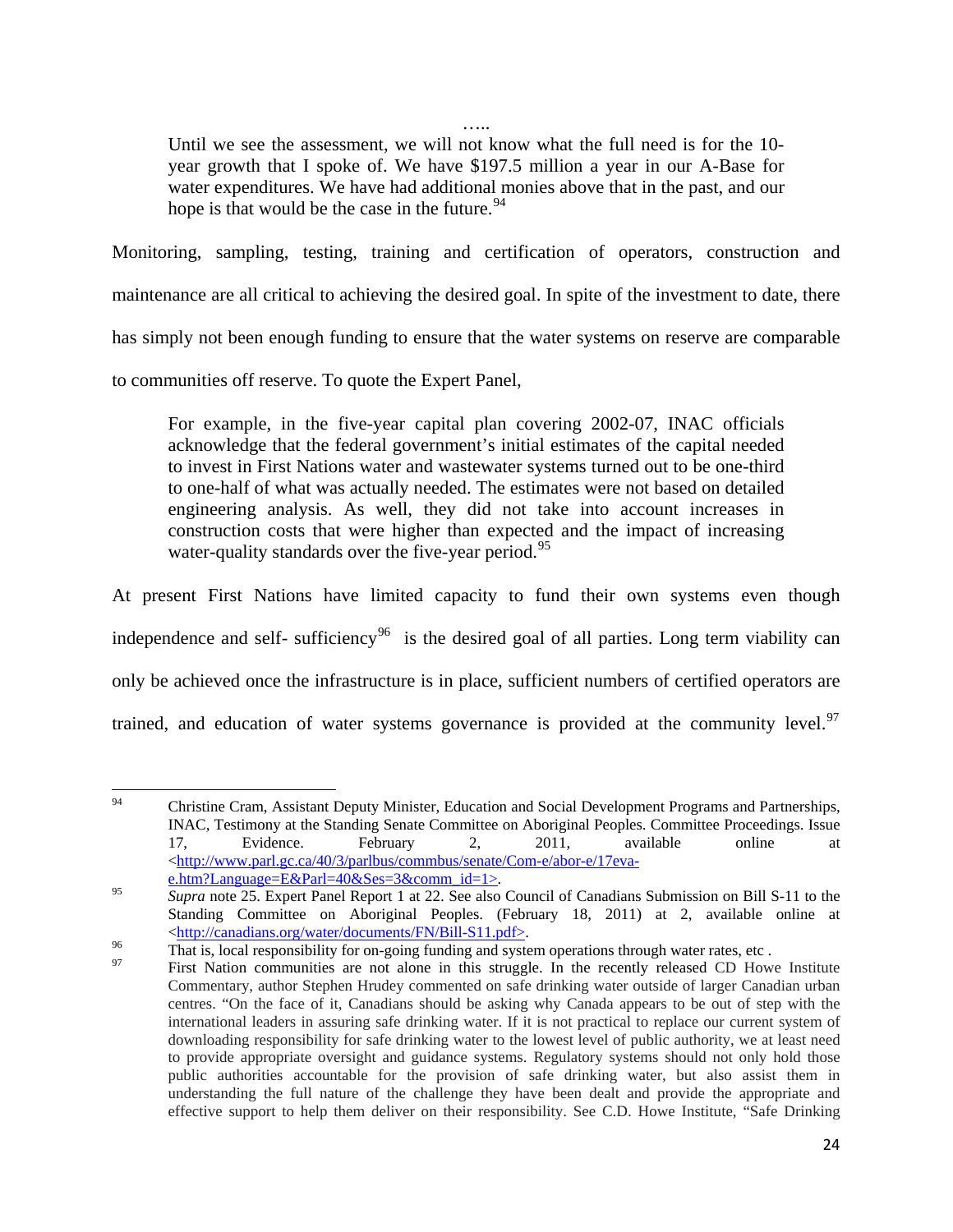…..

> Until we see the assessment, we will not know what the full need is for the 10-year growth that I spoke of. We have $197.5 million a year in our A-Base for water expenditures. We have had additional monies above that in the past, and our hope is that would be the case in the future.[94]

Monitoring, sampling, testing, training and certification of operators, construction and maintenance are all critical to achieving the desired goal. In spite of the investment to date, there has simply not been enough funding to ensure that the water systems on reserve are comparable to communities off reserve. To quote the Expert Panel,

> For example, in the five-year capital plan covering 2002-07, INAC officials acknowledge that the federal government's initial estimates of the capital needed to invest in First Nations water and wastewater systems turned out to be one-third to one-half of what was actually needed. The estimates were not based on detailed engineering analysis. As well, they did not take into account increases in construction costs that were higher than expected and the impact of increasing water-quality standards over the five-year period.[95]

At present First Nations have limited capacity to fund their own systems even though independence and self- sufficiency[96] is the desired goal of all parties. Long term viability can only be achieved once the infrastructure is in place, sufficient numbers of certified operators are trained, and education of water systems governance is provided at the community level.[97]

---

[94] Christine Cram, Assistant Deputy Minister, Education and Social Development Programs and Partnerships, INAC, Testimony at the Standing Senate Committee on Aboriginal Peoples. Committee Proceedings. Issue 17, Evidence. February 2, 2011, available online at <http://www.parl.gc.ca/40/3/parlbus/commbus/senate/Com-e/abor-e/17eva-e.htm?Language=E&Parl=40&Ses=3&comm_id=1>.

[95] *Supra* note 25. Expert Panel Report 1 at 22. See also Council of Canadians Submission on Bill S-11 to the Standing Committee on Aboriginal Peoples. (February 18, 2011) at 2, available online at <http://canadians.org/water/documents/FN/Bill-S11.pdf>.

[96] That is, local responsibility for on-going funding and system operations through water rates, etc .

[97] First Nation communities are not alone in this struggle. In the recently released CD Howe Institute Commentary, author Stephen Hrudey commented on safe drinking water outside of larger Canadian urban centres. "On the face of it, Canadians should be asking why Canada appears to be out of step with the international leaders in assuring safe drinking water. If it is not practical to replace our current system of downloading responsibility for safe drinking water to the lowest level of public authority, we at least need to provide appropriate oversight and guidance systems. Regulatory systems should not only hold those public authorities accountable for the provision of safe drinking water, but also assist them in understanding the full nature of the challenge they have been dealt and provide the appropriate and effective support to help them deliver on their responsibility. See C.D. Howe Institute, "Safe Drinking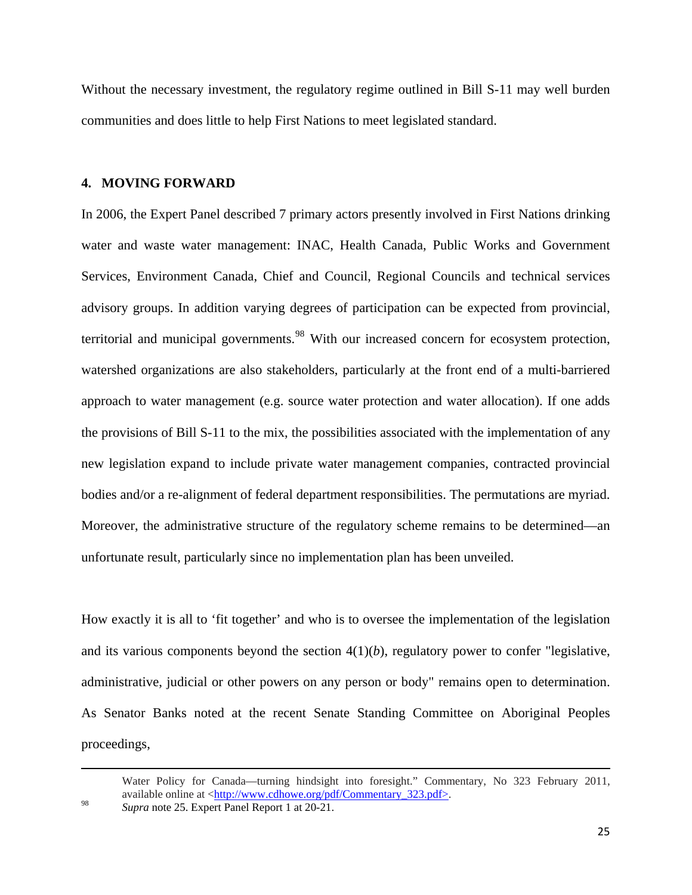Without the necessary investment, the regulatory regime outlined in Bill S-11 may well burden communities and does little to help First Nations to meet legislated standard.

## 4. MOVING FORWARD

In 2006, the Expert Panel described 7 primary actors presently involved in First Nations drinking water and waste water management: INAC, Health Canada, Public Works and Government Services, Environment Canada, Chief and Council, Regional Councils and technical services advisory groups. In addition varying degrees of participation can be expected from provincial, territorial and municipal governments.[98] With our increased concern for ecosystem protection, watershed organizations are also stakeholders, particularly at the front end of a multi-barriered approach to water management (e.g. source water protection and water allocation). If one adds the provisions of Bill S-11 to the mix, the possibilities associated with the implementation of any new legislation expand to include private water management companies, contracted provincial bodies and/or a re-alignment of federal department responsibilities. The permutations are myriad. Moreover, the administrative structure of the regulatory scheme remains to be determined—an unfortunate result, particularly since no implementation plan has been unveiled.

How exactly it is all to 'fit together' and who is to oversee the implementation of the legislation and its various components beyond the section 4(1)(*b*), regulatory power to confer "legislative, administrative, judicial or other powers on any person or body" remains open to determination. As Senator Banks noted at the recent Senate Standing Committee on Aboriginal Peoples proceedings,

---

Water Policy for Canada—turning hindsight into foresight." Commentary, No 323 February 2011, available online at <http://www.cdhowe.org/pdf/Commentary_323.pdf>.

[98] *Supra* note 25. Expert Panel Report 1 at 20-21.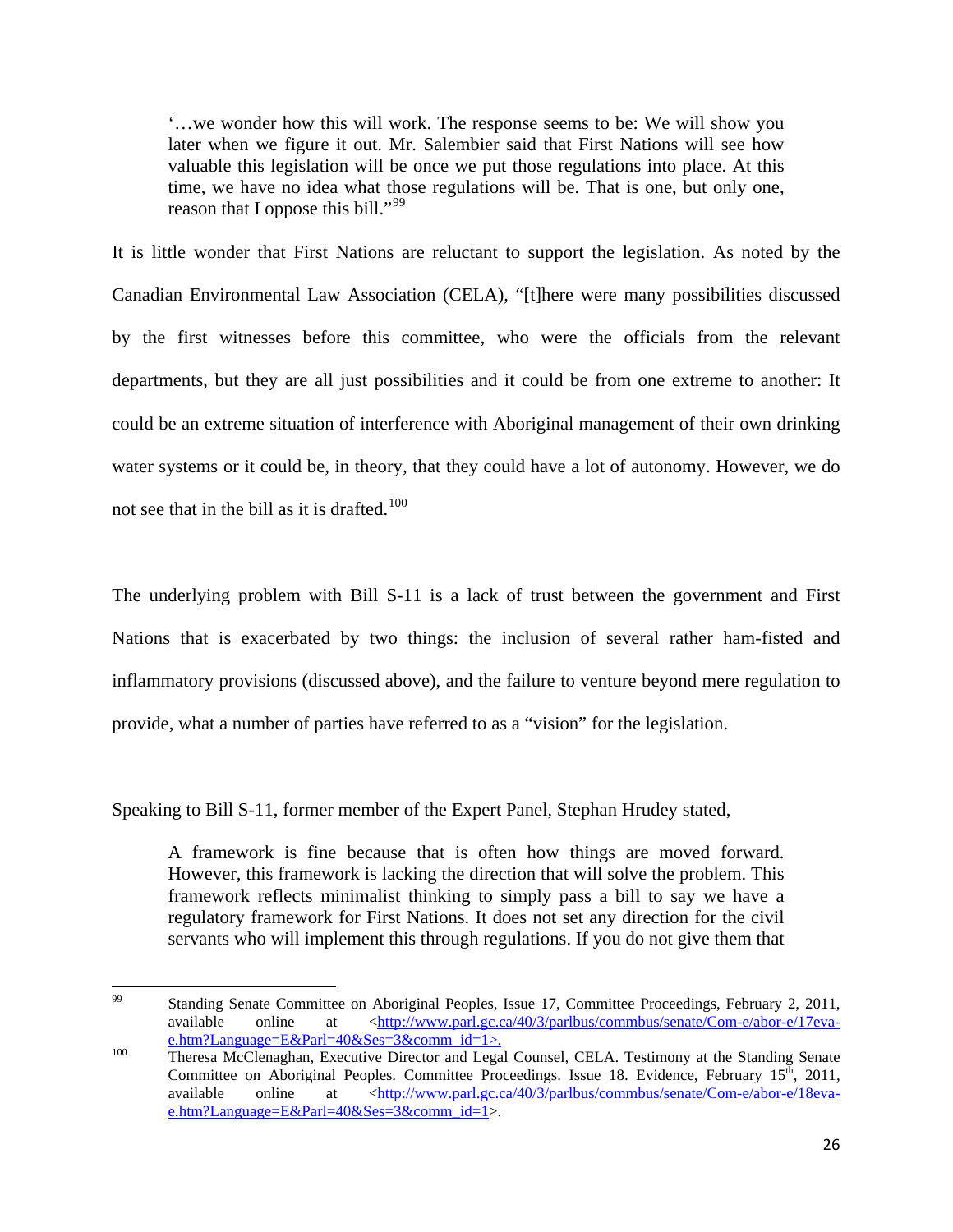> '…we wonder how this will work. The response seems to be: We will show you later when we figure it out. Mr. Salembier said that First Nations will see how valuable this legislation will be once we put those regulations into place. At this time, we have no idea what those regulations will be. That is one, but only one, reason that I oppose this bill."[99]

It is little wonder that First Nations are reluctant to support the legislation. As noted by the Canadian Environmental Law Association (CELA), "[t]here were many possibilities discussed by the first witnesses before this committee, who were the officials from the relevant departments, but they are all just possibilities and it could be from one extreme to another: It could be an extreme situation of interference with Aboriginal management of their own drinking water systems or it could be, in theory, that they could have a lot of autonomy. However, we do not see that in the bill as it is drafted.[100]

The underlying problem with Bill S-11 is a lack of trust between the government and First Nations that is exacerbated by two things: the inclusion of several rather ham-fisted and inflammatory provisions (discussed above), and the failure to venture beyond mere regulation to provide, what a number of parties have referred to as a "vision" for the legislation.

Speaking to Bill S-11, former member of the Expert Panel, Stephan Hrudey stated,

> A framework is fine because that is often how things are moved forward. However, this framework is lacking the direction that will solve the problem. This framework reflects minimalist thinking to simply pass a bill to say we have a regulatory framework for First Nations. It does not set any direction for the civil servants who will implement this through regulations. If you do not give them that

---

[99] Standing Senate Committee on Aboriginal Peoples, Issue 17, Committee Proceedings, February 2, 2011, available online at <http://www.parl.gc.ca/40/3/parlbus/commbus/senate/Com-e/abor-e/17eva-e.htm?Language=E&Parl=40&Ses=3&comm_id=1>.

[100] Theresa McClenaghan, Executive Director and Legal Counsel, CELA. Testimony at the Standing Senate Committee on Aboriginal Peoples. Committee Proceedings. Issue 18. Evidence, February 15th, 2011, available online at <http://www.parl.gc.ca/40/3/parlbus/commbus/senate/Com-e/abor-e/18eva-e.htm?Language=E&Parl=40&Ses=3&comm_id=1>.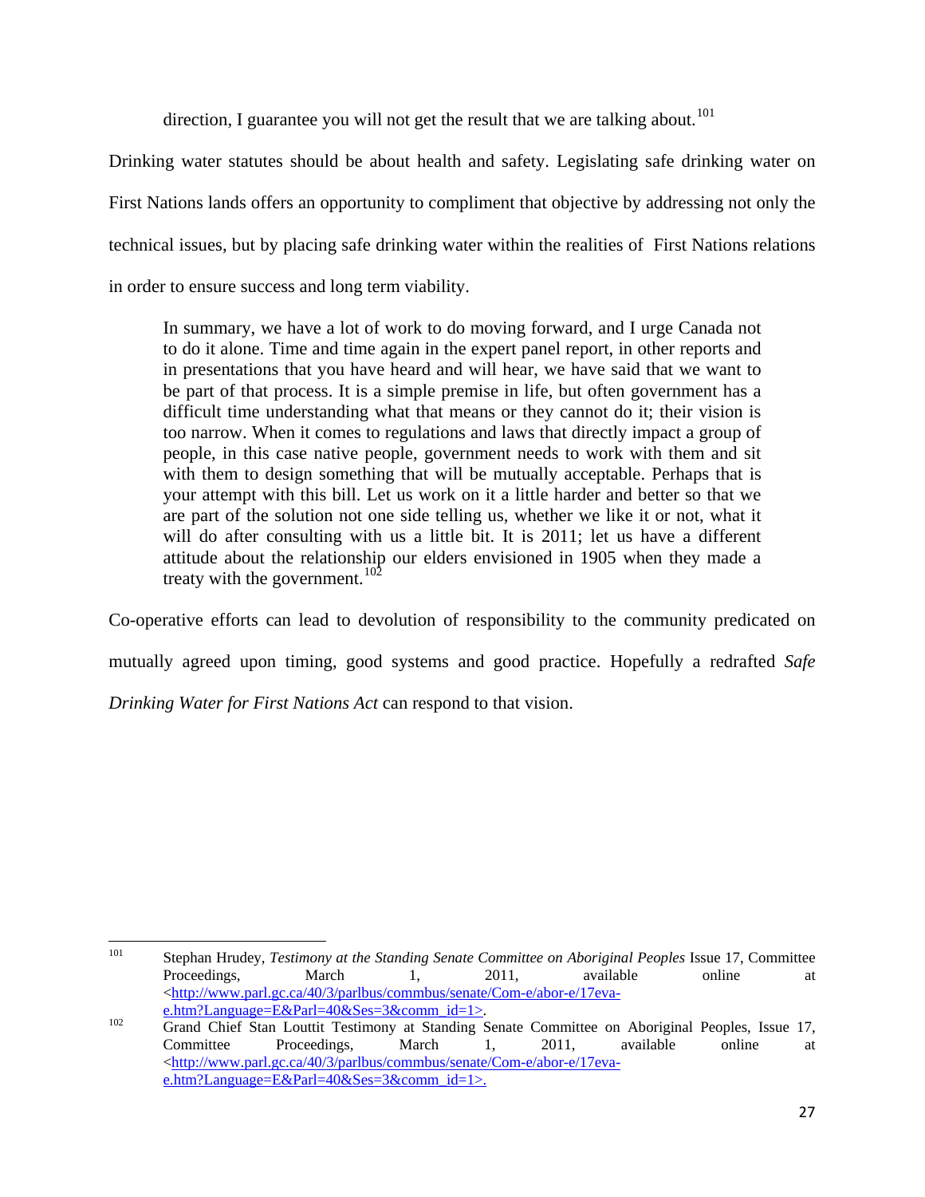direction, I guarantee you will not get the result that we are talking about.[101]

Drinking water statutes should be about health and safety. Legislating safe drinking water on First Nations lands offers an opportunity to compliment that objective by addressing not only the technical issues, but by placing safe drinking water within the realities of First Nations relations in order to ensure success and long term viability.

> In summary, we have a lot of work to do moving forward, and I urge Canada not to do it alone. Time and time again in the expert panel report, in other reports and in presentations that you have heard and will hear, we have said that we want to be part of that process. It is a simple premise in life, but often government has a difficult time understanding what that means or they cannot do it; their vision is too narrow. When it comes to regulations and laws that directly impact a group of people, in this case native people, government needs to work with them and sit with them to design something that will be mutually acceptable. Perhaps that is your attempt with this bill. Let us work on it a little harder and better so that we are part of the solution not one side telling us, whether we like it or not, what it will do after consulting with us a little bit. It is 2011; let us have a different attitude about the relationship our elders envisioned in 1905 when they made a treaty with the government.[102]

Co-operative efforts can lead to devolution of responsibility to the community predicated on mutually agreed upon timing, good systems and good practice. Hopefully a redrafted *Safe Drinking Water for First Nations Act* can respond to that vision.

---

[101] Stephan Hrudey, *Testimony at the Standing Senate Committee on Aboriginal Peoples* Issue 17, Committee Proceedings, March 1, 2011, available online at <http://www.parl.gc.ca/40/3/parlbus/commbus/senate/Com-e/abor-e/17eva-e.htm?Language=E&Parl=40&Ses=3&comm_id=1>.

[102] Grand Chief Stan Louttit Testimony at Standing Senate Committee on Aboriginal Peoples, Issue 17, Committee Proceedings, March 1, 2011, available online at <http://www.parl.gc.ca/40/3/parlbus/commbus/senate/Com-e/abor-e/17eva-e.htm?Language=E&Parl=40&Ses=3&comm_id=1>.